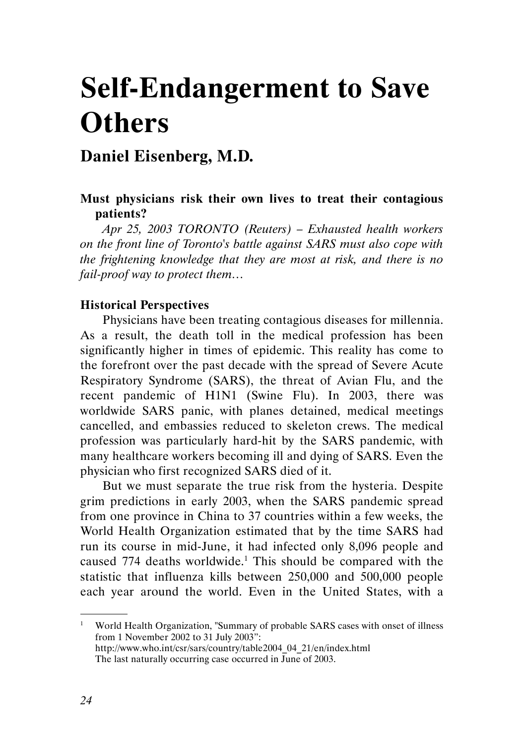# Self-Endangerment to Save Others

## Daniel Eisenberg, M.D.

**Must physicians risk their own lives to treat their contagious patients?**

*Apr 25, 2003 TORONTO (Reuters) – Exhausted health workers on the front line of Toronto's battle against SARS must also cope with the frightening knowledge that they are most at risk, and there is no fail-proof way to protect them…*

**Historical Perspectives**

Physicians have been treating contagious diseases for millennia. As a result, the death toll in the medical profession has been significantly higher in times of epidemic. This reality has come to the forefront over the past decade with the spread of Severe Acute Respiratory Syndrome (SARS), the threat of Avian Flu, and the recent pandemic of H1N1 (Swine Flu). In 2003, there was worldwide SARS panic, with planes detained, medical meetings cancelled, and embassies reduced to skeleton crews. The medical profession was particularly hard-hit by the SARS pandemic, with many healthcare workers becoming ill and dying of SARS. Even the physician who first recognized SARS died of it.

But we must separate the true risk from the hysteria. Despite grim predictions in early 2003, when the SARS pandemic spread from one province in China to 37 countries within a few weeks, the World Health Organization estimated that by the time SARS had run its course in mid-June, it had infected only 8,096 people and caused 774 deaths worldwide.[1] This should be compared with the statistic that influenza kills between 250,000 and 500,000 people each year around the world. Even in the United States, with a

[1] World Health Organization, "Summary of probable SARS cases with onset of illness from 1 November 2002 to 31 July 2003": http://www.who.int/csr/sars/country/table2004_04_21/en/index.html The last naturally occurring case occurred in June of 2003.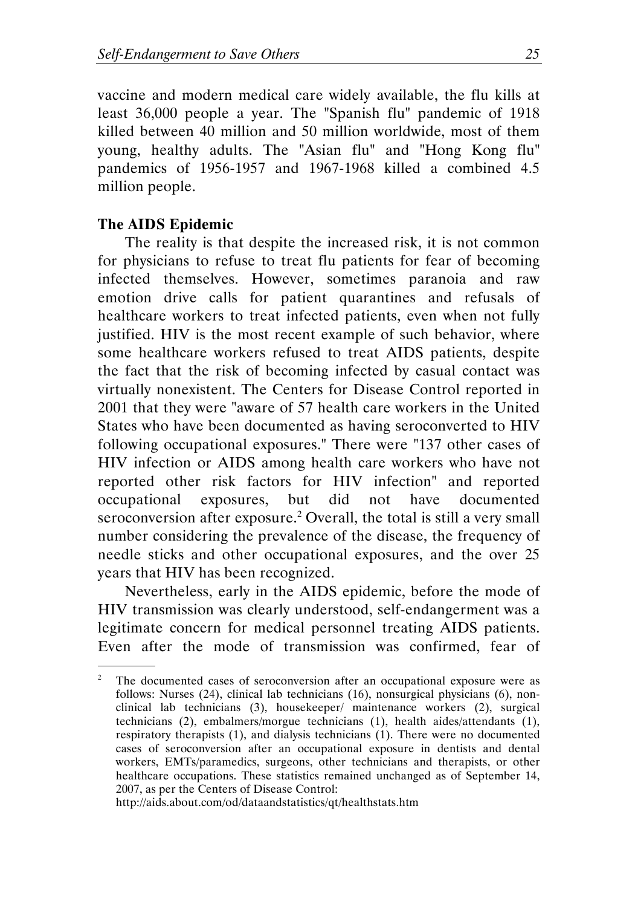vaccine and modern medical care widely available, the flu kills at least 36,000 people a year. The "Spanish flu" pandemic of 1918 killed between 40 million and 50 million worldwide, most of them young, healthy adults. The "Asian flu" and "Hong Kong flu" pandemics of 1956-1957 and 1967-1968 killed a combined 4.5 million people.

**The AIDS Epidemic**

The reality is that despite the increased risk, it is not common for physicians to refuse to treat flu patients for fear of becoming infected themselves. However, sometimes paranoia and raw emotion drive calls for patient quarantines and refusals of healthcare workers to treat infected patients, even when not fully justified. HIV is the most recent example of such behavior, where some healthcare workers refused to treat AIDS patients, despite the fact that the risk of becoming infected by casual contact was virtually nonexistent. The Centers for Disease Control reported in 2001 that they were "aware of 57 health care workers in the United States who have been documented as having seroconverted to HIV following occupational exposures." There were "137 other cases of HIV infection or AIDS among health care workers who have not reported other risk factors for HIV infection" and reported occupational exposures, but did not have documented seroconversion after exposure.[2] Overall, the total is still a very small number considering the prevalence of the disease, the frequency of needle sticks and other occupational exposures, and the over 25 years that HIV has been recognized.

Nevertheless, early in the AIDS epidemic, before the mode of HIV transmission was clearly understood, self-endangerment was a legitimate concern for medical personnel treating AIDS patients. Even after the mode of transmission was confirmed, fear of

---

[2] The documented cases of seroconversion after an occupational exposure were as follows: Nurses (24), clinical lab technicians (16), nonsurgical physicians (6), non-clinical lab technicians (3), housekeeper/ maintenance workers (2), surgical technicians (2), embalmers/morgue technicians (1), health aides/attendants (1), respiratory therapists (1), and dialysis technicians (1). There were no documented cases of seroconversion after an occupational exposure in dentists and dental workers, EMTs/paramedics, surgeons, other technicians and therapists, or other healthcare occupations. These statistics remained unchanged as of September 14, 2007, as per the Centers of Disease Control: http://aids.about.com/od/dataandstatistics/qt/healthstats.htm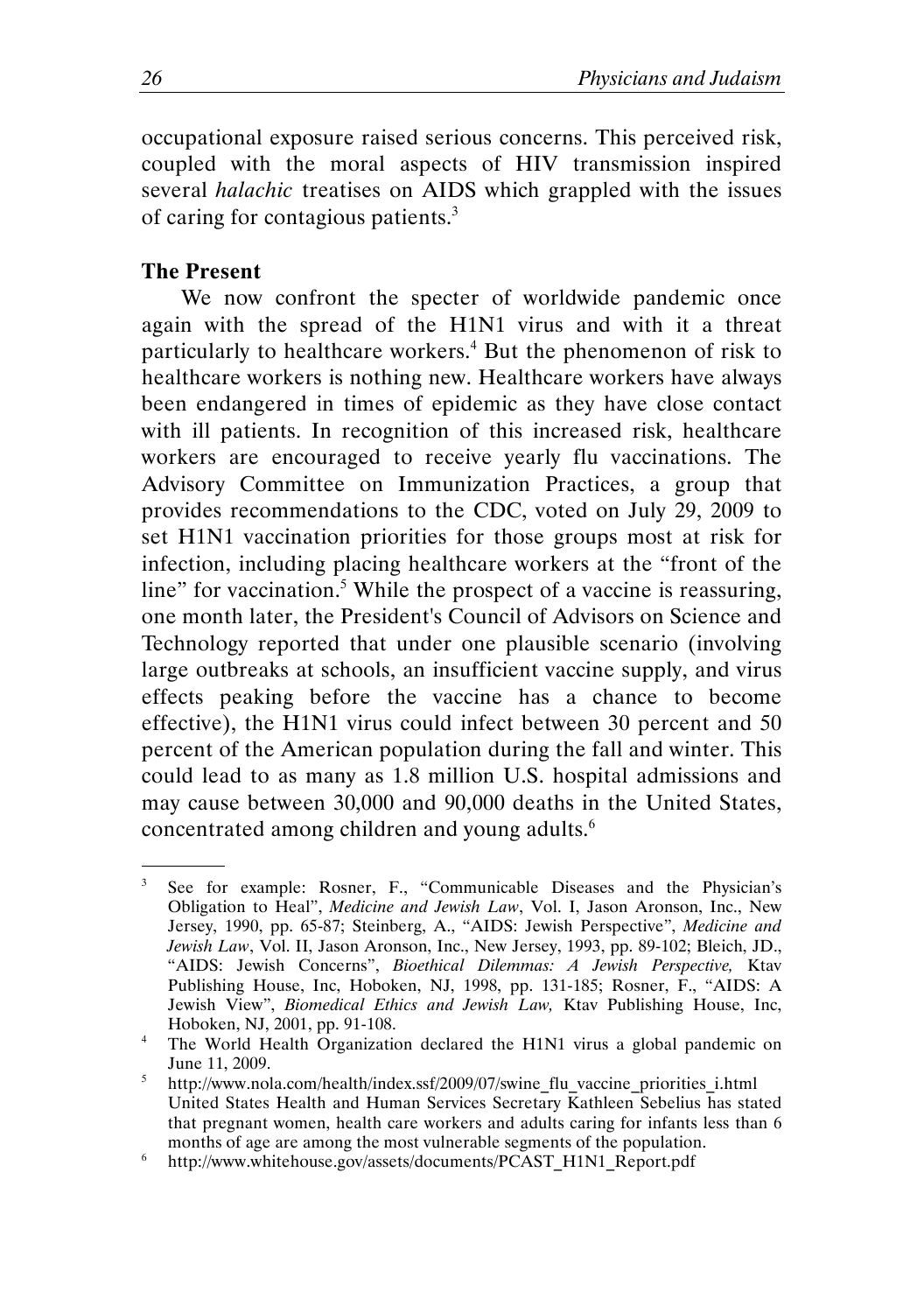occupational exposure raised serious concerns. This perceived risk, coupled with the moral aspects of HIV transmission inspired several *halachic* treatises on AIDS which grappled with the issues of caring for contagious patients.[3]

**The Present**

We now confront the specter of worldwide pandemic once again with the spread of the H1N1 virus and with it a threat particularly to healthcare workers.[4] But the phenomenon of risk to healthcare workers is nothing new. Healthcare workers have always been endangered in times of epidemic as they have close contact with ill patients. In recognition of this increased risk, healthcare workers are encouraged to receive yearly flu vaccinations. The Advisory Committee on Immunization Practices, a group that provides recommendations to the CDC, voted on July 29, 2009 to set H1N1 vaccination priorities for those groups most at risk for infection, including placing healthcare workers at the "front of the line" for vaccination.[5] While the prospect of a vaccine is reassuring, one month later, the President's Council of Advisors on Science and Technology reported that under one plausible scenario (involving large outbreaks at schools, an insufficient vaccine supply, and virus effects peaking before the vaccine has a chance to become effective), the H1N1 virus could infect between 30 percent and 50 percent of the American population during the fall and winter. This could lead to as many as 1.8 million U.S. hospital admissions and may cause between 30,000 and 90,000 deaths in the United States, concentrated among children and young adults.[6]

---

[3] See for example: Rosner, F., "Communicable Diseases and the Physician's Obligation to Heal", *Medicine and Jewish Law*, Vol. I, Jason Aronson, Inc., New Jersey, 1990, pp. 65-87; Steinberg, A., "AIDS: Jewish Perspective", *Medicine and Jewish Law*, Vol. II, Jason Aronson, Inc., New Jersey, 1993, pp. 89-102; Bleich, JD., "AIDS: Jewish Concerns", *Bioethical Dilemmas: A Jewish Perspective,* Ktav Publishing House, Inc, Hoboken, NJ, 1998, pp. 131-185; Rosner, F., "AIDS: A Jewish View", *Biomedical Ethics and Jewish Law,* Ktav Publishing House, Inc, Hoboken, NJ, 2001, pp. 91-108.

[4] The World Health Organization declared the H1N1 virus a global pandemic on June 11, 2009.

[5] http://www.nola.com/health/index.ssf/2009/07/swine_flu_vaccine_priorities_i.html United States Health and Human Services Secretary Kathleen Sebelius has stated that pregnant women, health care workers and adults caring for infants less than 6 months of age are among the most vulnerable segments of the population.

[6] http://www.whitehouse.gov/assets/documents/PCAST_H1N1_Report.pdf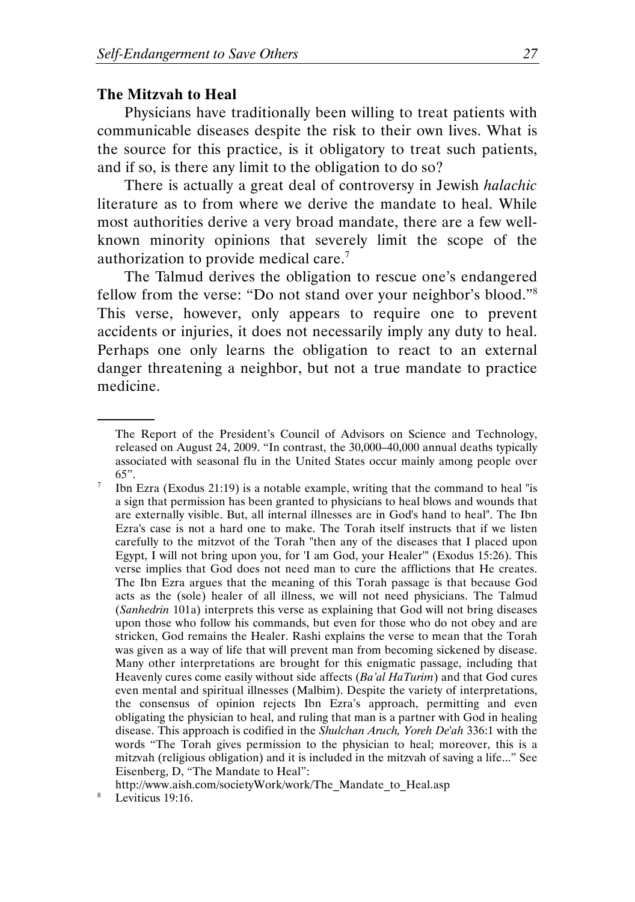## The Mitzvah to Heal

Physicians have traditionally been willing to treat patients with communicable diseases despite the risk to their own lives. What is the source for this practice, is it obligatory to treat such patients, and if so, is there any limit to the obligation to do so?

There is actually a great deal of controversy in Jewish *halachic* literature as to from where we derive the mandate to heal. While most authorities derive a very broad mandate, there are a few well-known minority opinions that severely limit the scope of the authorization to provide medical care.[7]

The Talmud derives the obligation to rescue one's endangered fellow from the verse: "Do not stand over your neighbor's blood."[8] This verse, however, only appears to require one to prevent accidents or injuries, it does not necessarily imply any duty to heal. Perhaps one only learns the obligation to react to an external danger threatening a neighbor, but not a true mandate to practice medicine.

---

The Report of the President's Council of Advisors on Science and Technology, released on August 24, 2009. "In contrast, the 30,000–40,000 annual deaths typically associated with seasonal flu in the United States occur mainly among people over 65".

[7] Ibn Ezra (Exodus 21:19) is a notable example, writing that the command to heal "is a sign that permission has been granted to physicians to heal blows and wounds that are externally visible. But, all internal illnesses are in God's hand to heal". The Ibn Ezra's case is not a hard one to make. The Torah itself instructs that if we listen carefully to the mitzvot of the Torah "then any of the diseases that I placed upon Egypt, I will not bring upon you, for 'I am God, your Healer'" (Exodus 15:26). This verse implies that God does not need man to cure the afflictions that He creates. The Ibn Ezra argues that the meaning of this Torah passage is that because God acts as the (sole) healer of all illness, we will not need physicians. The Talmud (*Sanhedrin* 101a) interprets this verse as explaining that God will not bring diseases upon those who follow his commands, but even for those who do not obey and are stricken, God remains the Healer. Rashi explains the verse to mean that the Torah was given as a way of life that will prevent man from becoming sickened by disease. Many other interpretations are brought for this enigmatic passage, including that Heavenly cures come easily without side affects (*Ba'al HaTurim*) and that God cures even mental and spiritual illnesses (Malbim). Despite the variety of interpretations, the consensus of opinion rejects Ibn Ezra's approach, permitting and even obligating the physician to heal, and ruling that man is a partner with God in healing disease. This approach is codified in the *Shulchan Aruch, Yoreh De'ah* 336:1 with the words "The Torah gives permission to the physician to heal; moreover, this is a mitzvah (religious obligation) and it is included in the mitzvah of saving a life..." See Eisenberg, D, "The Mandate to Heal": http://www.aish.com/societyWork/work/The_Mandate_to_Heal.asp

[8] Leviticus 19:16.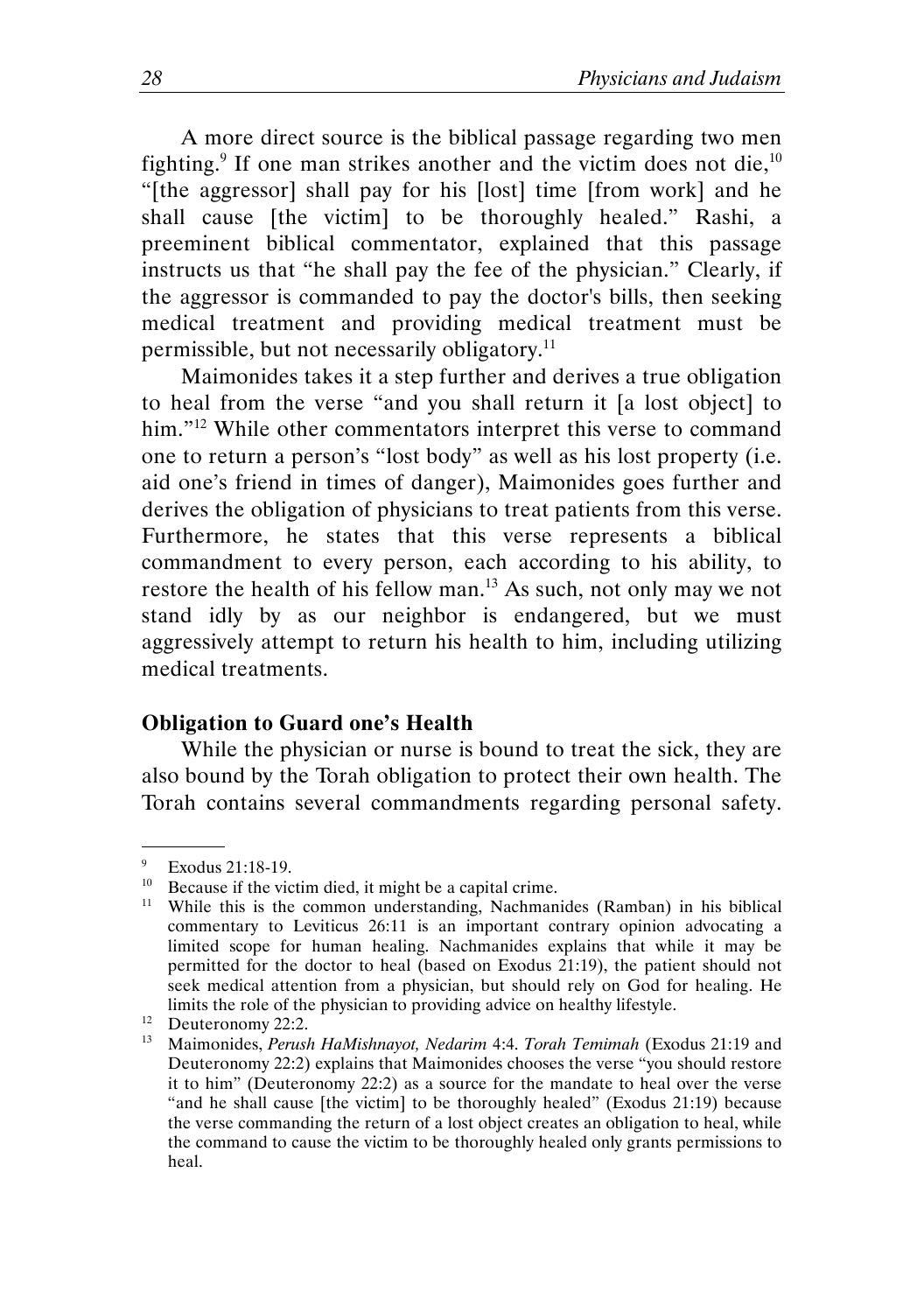A more direct source is the biblical passage regarding two men fighting.[9] If one man strikes another and the victim does not die,[10] "[the aggressor] shall pay for his [lost] time [from work] and he shall cause [the victim] to be thoroughly healed." Rashi, a preeminent biblical commentator, explained that this passage instructs us that "he shall pay the fee of the physician." Clearly, if the aggressor is commanded to pay the doctor's bills, then seeking medical treatment and providing medical treatment must be permissible, but not necessarily obligatory.[11]

Maimonides takes it a step further and derives a true obligation to heal from the verse "and you shall return it [a lost object] to him."[12] While other commentators interpret this verse to command one to return a person's "lost body" as well as his lost property (i.e. aid one's friend in times of danger), Maimonides goes further and derives the obligation of physicians to treat patients from this verse. Furthermore, he states that this verse represents a biblical commandment to every person, each according to his ability, to restore the health of his fellow man.[13] As such, not only may we not stand idly by as our neighbor is endangered, but we must aggressively attempt to return his health to him, including utilizing medical treatments.

**Obligation to Guard one's Health**

While the physician or nurse is bound to treat the sick, they are also bound by the Torah obligation to protect their own health. The Torah contains several commandments regarding personal safety.

---

[9] Exodus 21:18-19.

[10] Because if the victim died, it might be a capital crime.

[11] While this is the common understanding, Nachmanides (Ramban) in his biblical commentary to Leviticus 26:11 is an important contrary opinion advocating a limited scope for human healing. Nachmanides explains that while it may be permitted for the doctor to heal (based on Exodus 21:19), the patient should not seek medical attention from a physician, but should rely on God for healing. He limits the role of the physician to providing advice on healthy lifestyle.

[12] Deuteronomy 22:2.

[13] Maimonides, *Perush HaMishnayot, Nedarim* 4:4. *Torah Temimah* (Exodus 21:19 and Deuteronomy 22:2) explains that Maimonides chooses the verse "you should restore it to him" (Deuteronomy 22:2) as a source for the mandate to heal over the verse "and he shall cause [the victim] to be thoroughly healed" (Exodus 21:19) because the verse commanding the return of a lost object creates an obligation to heal, while the command to cause the victim to be thoroughly healed only grants permissions to heal.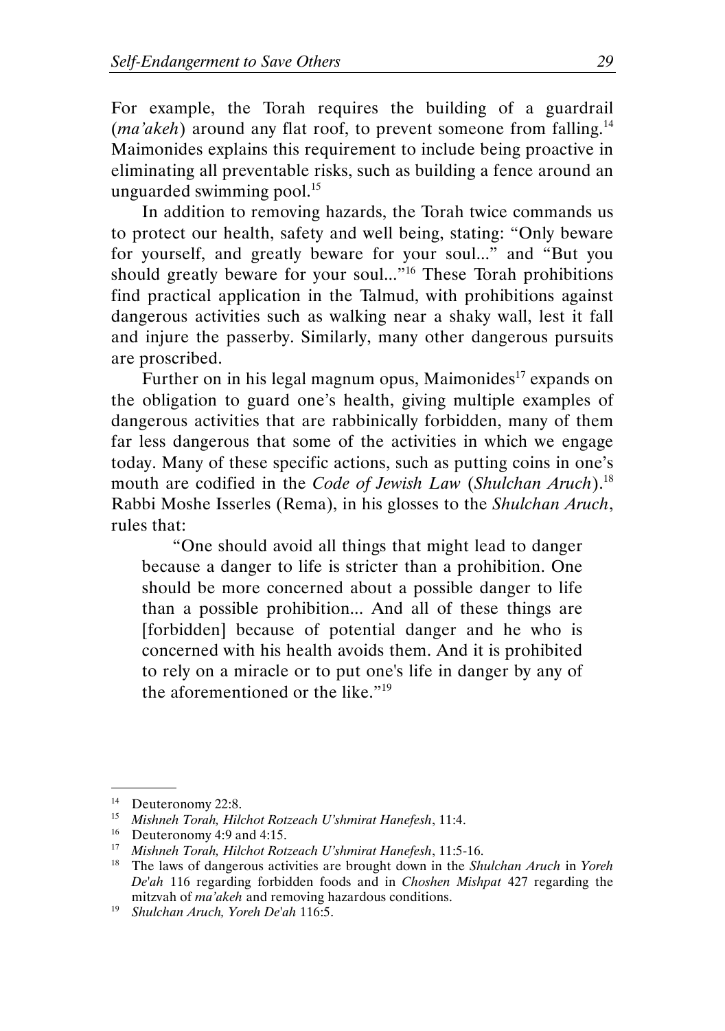For example, the Torah requires the building of a guardrail (*ma'akeh*) around any flat roof, to prevent someone from falling.[14] Maimonides explains this requirement to include being proactive in eliminating all preventable risks, such as building a fence around an unguarded swimming pool.[15]

In addition to removing hazards, the Torah twice commands us to protect our health, safety and well being, stating: "Only beware for yourself, and greatly beware for your soul..." and "But you should greatly beware for your soul..."[16] These Torah prohibitions find practical application in the Talmud, with prohibitions against dangerous activities such as walking near a shaky wall, lest it fall and injure the passerby. Similarly, many other dangerous pursuits are proscribed.

Further on in his legal magnum opus, Maimonides[17] expands on the obligation to guard one's health, giving multiple examples of dangerous activities that are rabbinically forbidden, many of them far less dangerous that some of the activities in which we engage today. Many of these specific actions, such as putting coins in one's mouth are codified in the *Code of Jewish Law* (*Shulchan Aruch*).[18] Rabbi Moshe Isserles (Rema), in his glosses to the *Shulchan Aruch*, rules that:

> "One should avoid all things that might lead to danger because a danger to life is stricter than a prohibition. One should be more concerned about a possible danger to life than a possible prohibition... And all of these things are [forbidden] because of potential danger and he who is concerned with his health avoids them. And it is prohibited to rely on a miracle or to put one's life in danger by any of the aforementioned or the like."[19]

---

[14] Deuteronomy 22:8.

[15] *Mishneh Torah, Hilchot Rotzeach U'shmirat Hanefesh*, 11:4.

[16] Deuteronomy 4:9 and 4:15.

[17] *Mishneh Torah, Hilchot Rotzeach U'shmirat Hanefesh*, 11:5-16.

[18] The laws of dangerous activities are brought down in the *Shulchan Aruch* in *Yoreh De'ah* 116 regarding forbidden foods and in *Choshen Mishpat* 427 regarding the mitzvah of *ma'akeh* and removing hazardous conditions.

[19] *Shulchan Aruch, Yoreh De'ah* 116:5.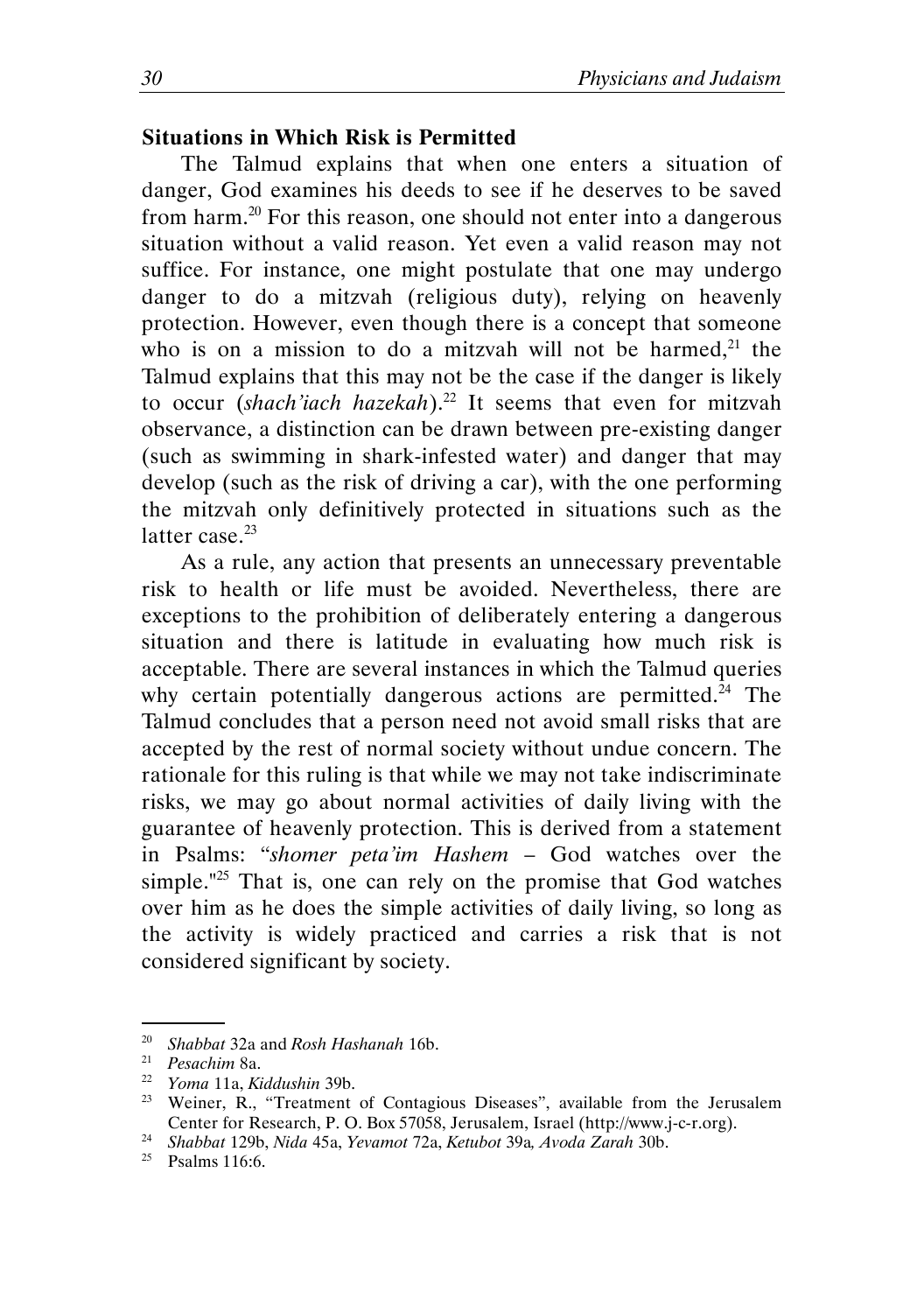### Situations in Which Risk is Permitted

The Talmud explains that when one enters a situation of danger, God examines his deeds to see if he deserves to be saved from harm.[20] For this reason, one should not enter into a dangerous situation without a valid reason. Yet even a valid reason may not suffice. For instance, one might postulate that one may undergo danger to do a mitzvah (religious duty), relying on heavenly protection. However, even though there is a concept that someone who is on a mission to do a mitzvah will not be harmed,[21] the Talmud explains that this may not be the case if the danger is likely to occur (*shach'iach hazekah*).[22] It seems that even for mitzvah observance, a distinction can be drawn between pre-existing danger (such as swimming in shark-infested water) and danger that may develop (such as the risk of driving a car), with the one performing the mitzvah only definitively protected in situations such as the latter case.[23]

As a rule, any action that presents an unnecessary preventable risk to health or life must be avoided. Nevertheless, there are exceptions to the prohibition of deliberately entering a dangerous situation and there is latitude in evaluating how much risk is acceptable. There are several instances in which the Talmud queries why certain potentially dangerous actions are permitted.[24] The Talmud concludes that a person need not avoid small risks that are accepted by the rest of normal society without undue concern. The rationale for this ruling is that while we may not take indiscriminate risks, we may go about normal activities of daily living with the guarantee of heavenly protection. This is derived from a statement in Psalms: "*shomer peta'im Hashem* – God watches over the simple."[25] That is, one can rely on the promise that God watches over him as he does the simple activities of daily living, so long as the activity is widely practiced and carries a risk that is not considered significant by society.

---

[20] *Shabbat* 32a and *Rosh Hashanah* 16b.

[21] *Pesachim* 8a.

[22] *Yoma* 11a, *Kiddushin* 39b.

[23] Weiner, R., "Treatment of Contagious Diseases", available from the Jerusalem Center for Research, P. O. Box 57058, Jerusalem, Israel (http://www.j-c-r.org).

[24] *Shabbat* 129b, *Nida* 45a, *Yevamot* 72a, *Ketubot* 39a*, Avoda Zarah* 30b.

[25] Psalms 116:6.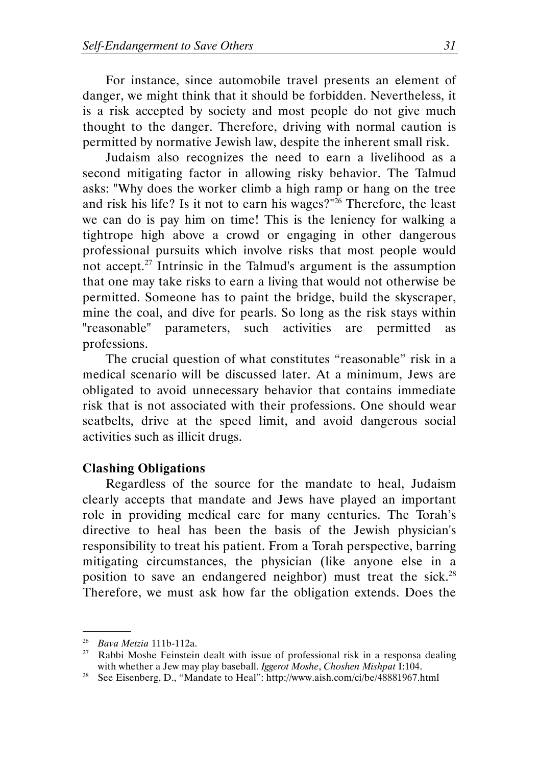For instance, since automobile travel presents an element of danger, we might think that it should be forbidden. Nevertheless, it is a risk accepted by society and most people do not give much thought to the danger. Therefore, driving with normal caution is permitted by normative Jewish law, despite the inherent small risk.

Judaism also recognizes the need to earn a livelihood as a second mitigating factor in allowing risky behavior. The Talmud asks: "Why does the worker climb a high ramp or hang on the tree and risk his life? Is it not to earn his wages?"[26] Therefore, the least we can do is pay him on time! This is the leniency for walking a tightrope high above a crowd or engaging in other dangerous professional pursuits which involve risks that most people would not accept.[27] Intrinsic in the Talmud's argument is the assumption that one may take risks to earn a living that would not otherwise be permitted. Someone has to paint the bridge, build the skyscraper, mine the coal, and dive for pearls. So long as the risk stays within "reasonable" parameters, such activities are permitted as professions.

The crucial question of what constitutes "reasonable" risk in a medical scenario will be discussed later. At a minimum, Jews are obligated to avoid unnecessary behavior that contains immediate risk that is not associated with their professions. One should wear seatbelts, drive at the speed limit, and avoid dangerous social activities such as illicit drugs.

### Clashing Obligations

Regardless of the source for the mandate to heal, Judaism clearly accepts that mandate and Jews have played an important role in providing medical care for many centuries. The Torah's directive to heal has been the basis of the Jewish physician's responsibility to treat his patient. From a Torah perspective, barring mitigating circumstances, the physician (like anyone else in a position to save an endangered neighbor) must treat the sick.[28] Therefore, we must ask how far the obligation extends. Does the

---

[26] *Bava Metzia* 111b-112a.

[27] Rabbi Moshe Feinstein dealt with issue of professional risk in a responsa dealing with whether a Jew may play baseball. *Iggerot Moshe*, *Choshen Mishpat* I:104.

[28] See Eisenberg, D., "Mandate to Heal": http://www.aish.com/ci/be/48881967.html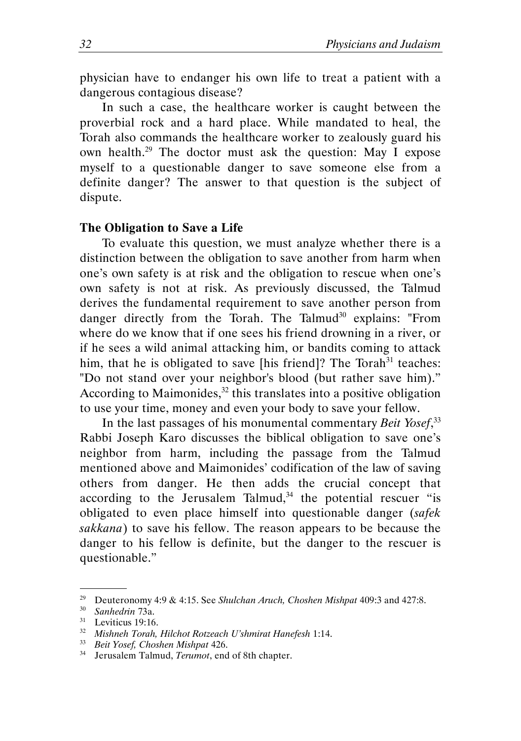physician have to endanger his own life to treat a patient with a dangerous contagious disease?

In such a case, the healthcare worker is caught between the proverbial rock and a hard place. While mandated to heal, the Torah also commands the healthcare worker to zealously guard his own health.[29] The doctor must ask the question: May I expose myself to a questionable danger to save someone else from a definite danger? The answer to that question is the subject of dispute.

### The Obligation to Save a Life

To evaluate this question, we must analyze whether there is a distinction between the obligation to save another from harm when one's own safety is at risk and the obligation to rescue when one's own safety is not at risk. As previously discussed, the Talmud derives the fundamental requirement to save another person from danger directly from the Torah. The Talmud[30] explains: "From where do we know that if one sees his friend drowning in a river, or if he sees a wild animal attacking him, or bandits coming to attack him, that he is obligated to save [his friend]? The Torah[31] teaches: "Do not stand over your neighbor's blood (but rather save him)." According to Maimonides,[32] this translates into a positive obligation to use your time, money and even your body to save your fellow.

In the last passages of his monumental commentary *Beit Yosef*,[33] Rabbi Joseph Karo discusses the biblical obligation to save one's neighbor from harm, including the passage from the Talmud mentioned above and Maimonides' codification of the law of saving others from danger. He then adds the crucial concept that according to the Jerusalem Talmud,[34] the potential rescuer "is obligated to even place himself into questionable danger (*safek sakkana*) to save his fellow. The reason appears to be because the danger to his fellow is definite, but the danger to the rescuer is questionable."

---

[29] Deuteronomy 4:9 & 4:15. See *Shulchan Aruch, Choshen Mishpat* 409:3 and 427:8.

[30] *Sanhedrin* 73a.

[31] Leviticus 19:16.

[32] *Mishneh Torah, Hilchot Rotzeach U'shmirat Hanefesh* 1:14.

[33] *Beit Yosef, Choshen Mishpat* 426.

[34] Jerusalem Talmud, *Terumot*, end of 8th chapter.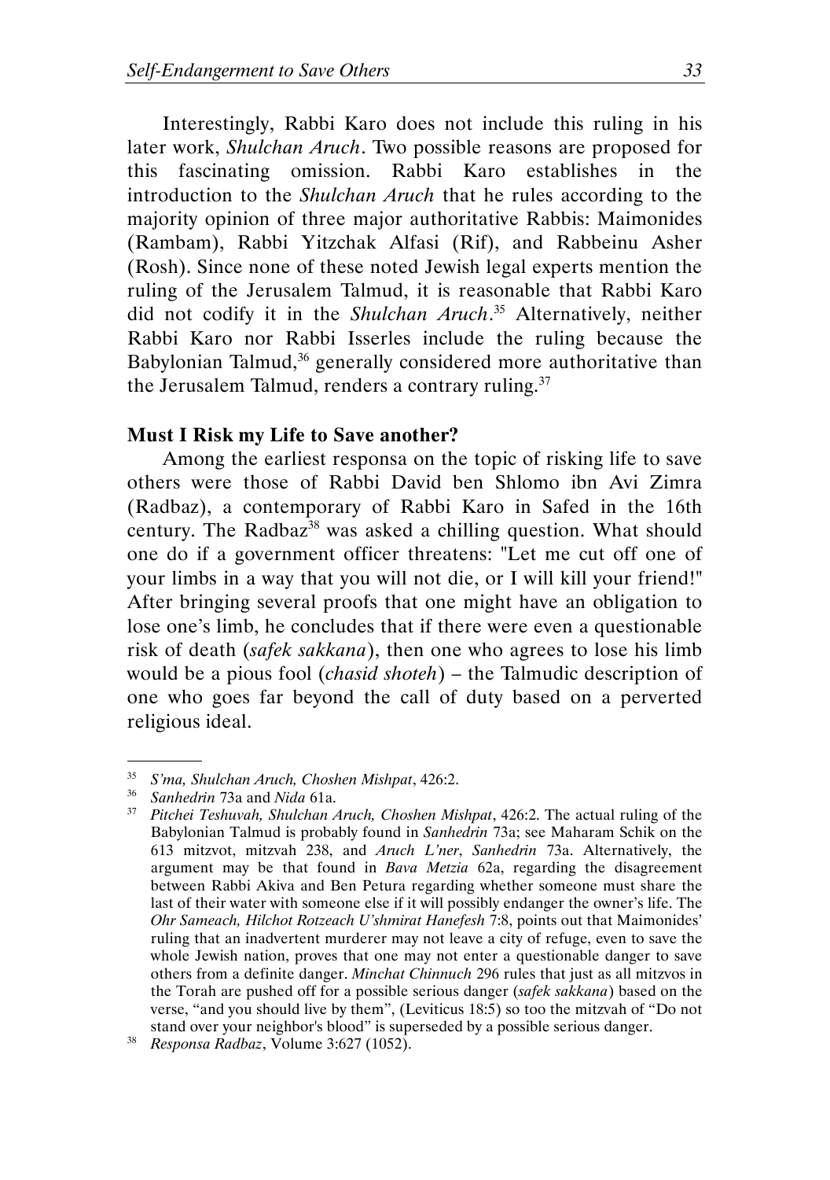Interestingly, Rabbi Karo does not include this ruling in his later work, *Shulchan Aruch*. Two possible reasons are proposed for this fascinating omission. Rabbi Karo establishes in the introduction to the *Shulchan Aruch* that he rules according to the majority opinion of three major authoritative Rabbis: Maimonides (Rambam), Rabbi Yitzchak Alfasi (Rif), and Rabbeinu Asher (Rosh). Since none of these noted Jewish legal experts mention the ruling of the Jerusalem Talmud, it is reasonable that Rabbi Karo did not codify it in the *Shulchan Aruch*.[35] Alternatively, neither Rabbi Karo nor Rabbi Isserles include the ruling because the Babylonian Talmud,[36] generally considered more authoritative than the Jerusalem Talmud, renders a contrary ruling.[37]

### Must I Risk my Life to Save another?

Among the earliest responsa on the topic of risking life to save others were those of Rabbi David ben Shlomo ibn Avi Zimra (Radbaz), a contemporary of Rabbi Karo in Safed in the 16th century. The Radbaz[38] was asked a chilling question. What should one do if a government officer threatens: "Let me cut off one of your limbs in a way that you will not die, or I will kill your friend!" After bringing several proofs that one might have an obligation to lose one's limb, he concludes that if there were even a questionable risk of death (*safek sakkana*), then one who agrees to lose his limb would be a pious fool (*chasid shoteh*) – the Talmudic description of one who goes far beyond the call of duty based on a perverted religious ideal.

---

[35] *S'ma, Shulchan Aruch, Choshen Mishpat*, 426:2.

[36] *Sanhedrin* 73a and *Nida* 61a.

[37] *Pitchei Teshuvah, Shulchan Aruch, Choshen Mishpat*, 426:2. The actual ruling of the Babylonian Talmud is probably found in *Sanhedrin* 73a; see Maharam Schik on the 613 mitzvot, mitzvah 238, and *Aruch L'ner*, *Sanhedrin* 73a. Alternatively, the argument may be that found in *Bava Metzia* 62a, regarding the disagreement between Rabbi Akiva and Ben Petura regarding whether someone must share the last of their water with someone else if it will possibly endanger the owner's life. The *Ohr Sameach, Hilchot Rotzeach U'shmirat Hanefesh* 7:8, points out that Maimonides' ruling that an inadvertent murderer may not leave a city of refuge, even to save the whole Jewish nation, proves that one may not enter a questionable danger to save others from a definite danger. *Minchat Chinnuch* 296 rules that just as all mitzvos in the Torah are pushed off for a possible serious danger (*safek sakkana*) based on the verse, "and you should live by them", (Leviticus 18:5) so too the mitzvah of "Do not stand over your neighbor's blood" is superseded by a possible serious danger.

[38] *Responsa Radbaz*, Volume 3:627 (1052).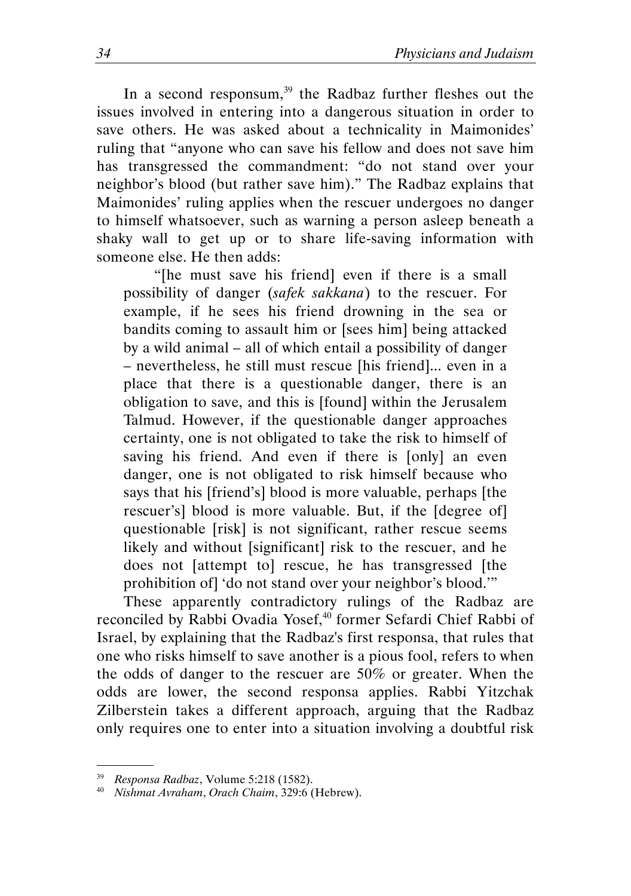In a second responsum,[39] the Radbaz further fleshes out the issues involved in entering into a dangerous situation in order to save others. He was asked about a technicality in Maimonides' ruling that "anyone who can save his fellow and does not save him has transgressed the commandment: "do not stand over your neighbor's blood (but rather save him)." The Radbaz explains that Maimonides' ruling applies when the rescuer undergoes no danger to himself whatsoever, such as warning a person asleep beneath a shaky wall to get up or to share life-saving information with someone else. He then adds:

> "[he must save his friend] even if there is a small possibility of danger (*safek sakkana*) to the rescuer. For example, if he sees his friend drowning in the sea or bandits coming to assault him or [sees him] being attacked by a wild animal – all of which entail a possibility of danger – nevertheless, he still must rescue [his friend]... even in a place that there is a questionable danger, there is an obligation to save, and this is [found] within the Jerusalem Talmud. However, if the questionable danger approaches certainty, one is not obligated to take the risk to himself of saving his friend. And even if there is [only] an even danger, one is not obligated to risk himself because who says that his [friend's] blood is more valuable, perhaps [the rescuer's] blood is more valuable. But, if the [degree of] questionable [risk] is not significant, rather rescue seems likely and without [significant] risk to the rescuer, and he does not [attempt to] rescue, he has transgressed [the prohibition of] 'do not stand over your neighbor's blood.'"

These apparently contradictory rulings of the Radbaz are reconciled by Rabbi Ovadia Yosef,[40] former Sefardi Chief Rabbi of Israel, by explaining that the Radbaz's first responsa, that rules that one who risks himself to save another is a pious fool, refers to when the odds of danger to the rescuer are 50% or greater. When the odds are lower, the second responsa applies. Rabbi Yitzchak Zilberstein takes a different approach, arguing that the Radbaz only requires one to enter into a situation involving a doubtful risk

---

[39] *Responsa Radbaz*, Volume 5:218 (1582).

[40] *Nishmat Avraham*, *Orach Chaim*, 329:6 (Hebrew).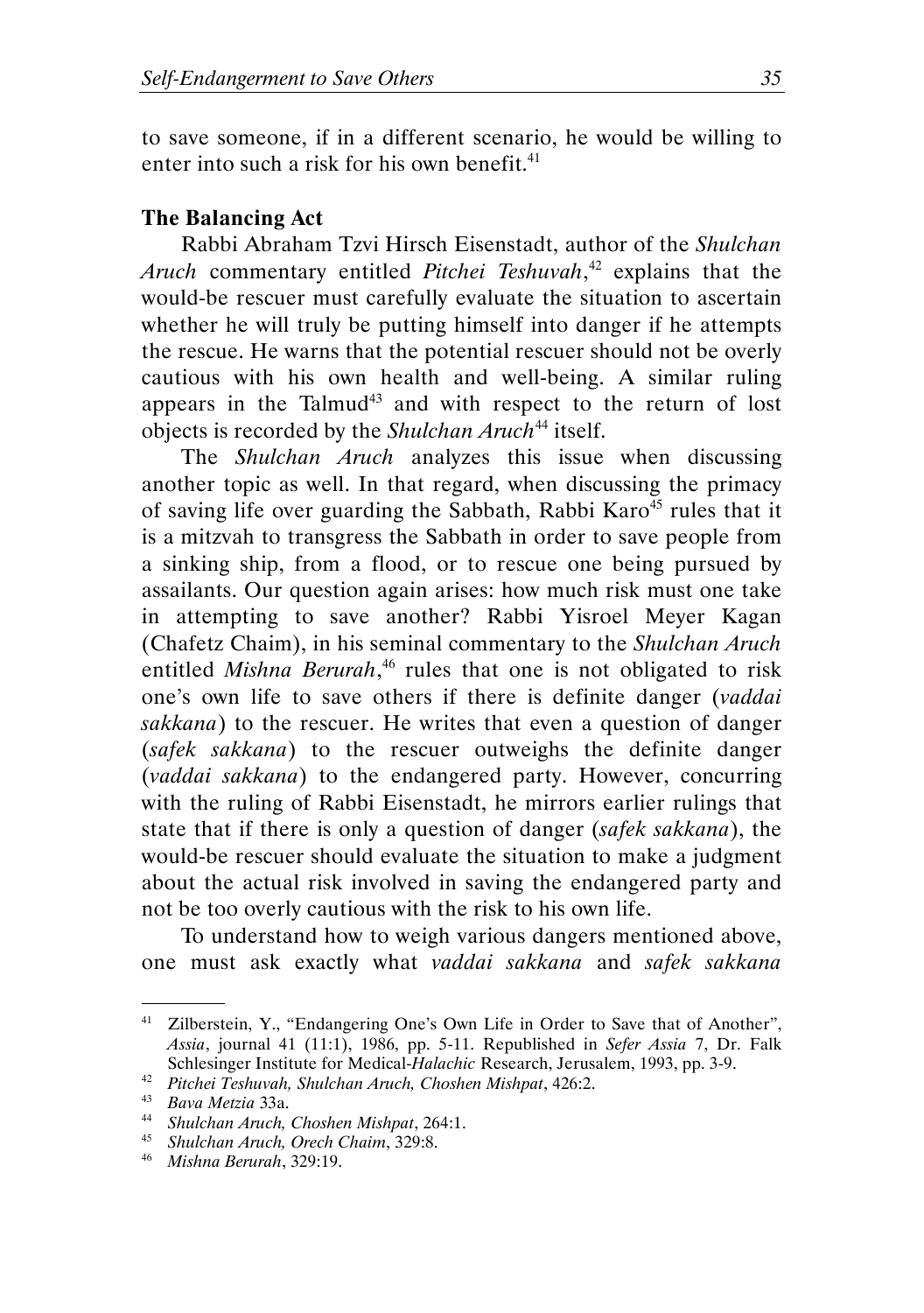to save someone, if in a different scenario, he would be willing to enter into such a risk for his own benefit.[41]

### The Balancing Act

Rabbi Abraham Tzvi Hirsch Eisenstadt, author of the *Shulchan Aruch* commentary entitled *Pitchei Teshuvah*,[42] explains that the would-be rescuer must carefully evaluate the situation to ascertain whether he will truly be putting himself into danger if he attempts the rescue. He warns that the potential rescuer should not be overly cautious with his own health and well-being. A similar ruling appears in the Talmud[43] and with respect to the return of lost objects is recorded by the *Shulchan Aruch*[44] itself.

The *Shulchan Aruch* analyzes this issue when discussing another topic as well. In that regard, when discussing the primacy of saving life over guarding the Sabbath, Rabbi Karo[45] rules that it is a mitzvah to transgress the Sabbath in order to save people from a sinking ship, from a flood, or to rescue one being pursued by assailants. Our question again arises: how much risk must one take in attempting to save another? Rabbi Yisroel Meyer Kagan (Chafetz Chaim), in his seminal commentary to the *Shulchan Aruch* entitled *Mishna Berurah*,[46] rules that one is not obligated to risk one's own life to save others if there is definite danger (*vaddai sakkana*) to the rescuer. He writes that even a question of danger (*safek sakkana*) to the rescuer outweighs the definite danger (*vaddai sakkana*) to the endangered party. However, concurring with the ruling of Rabbi Eisenstadt, he mirrors earlier rulings that state that if there is only a question of danger (*safek sakkana*), the would-be rescuer should evaluate the situation to make a judgment about the actual risk involved in saving the endangered party and not be too overly cautious with the risk to his own life.

To understand how to weigh various dangers mentioned above, one must ask exactly what *vaddai sakkana* and *safek sakkana*

---

[41] Zilberstein, Y., "Endangering One's Own Life in Order to Save that of Another", *Assia*, journal 41 (11:1), 1986, pp. 5-11. Republished in *Sefer Assia* 7, Dr. Falk Schlesinger Institute for Medical-*Halachic* Research, Jerusalem, 1993, pp. 3-9.

[42] *Pitchei Teshuvah, Shulchan Aruch, Choshen Mishpat*, 426:2.

[43] *Bava Metzia* 33a.

[44] *Shulchan Aruch, Choshen Mishpat*, 264:1.

[45] *Shulchan Aruch, Orech Chaim*, 329:8.

[46] *Mishna Berurah*, 329:19.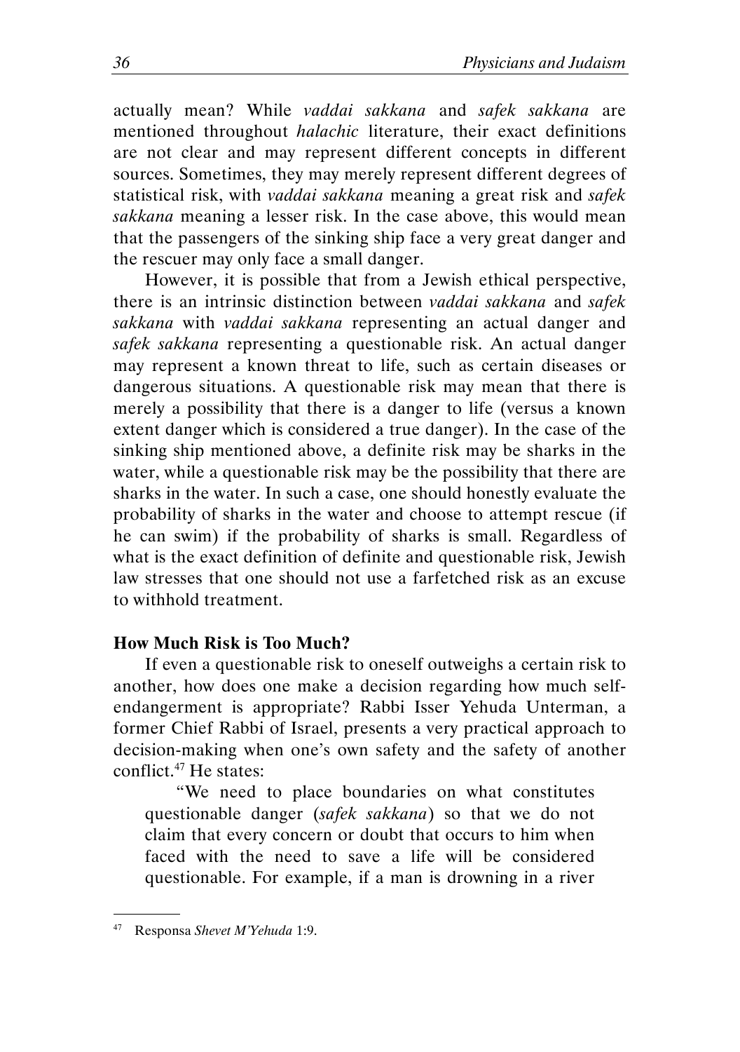actually mean? While *vaddai sakkana* and *safek sakkana* are mentioned throughout *halachic* literature, their exact definitions are not clear and may represent different concepts in different sources. Sometimes, they may merely represent different degrees of statistical risk, with *vaddai sakkana* meaning a great risk and *safek sakkana* meaning a lesser risk. In the case above, this would mean that the passengers of the sinking ship face a very great danger and the rescuer may only face a small danger.

However, it is possible that from a Jewish ethical perspective, there is an intrinsic distinction between *vaddai sakkana* and *safek sakkana* with *vaddai sakkana* representing an actual danger and *safek sakkana* representing a questionable risk. An actual danger may represent a known threat to life, such as certain diseases or dangerous situations. A questionable risk may mean that there is merely a possibility that there is a danger to life (versus a known extent danger which is considered a true danger). In the case of the sinking ship mentioned above, a definite risk may be sharks in the water, while a questionable risk may be the possibility that there are sharks in the water. In such a case, one should honestly evaluate the probability of sharks in the water and choose to attempt rescue (if he can swim) if the probability of sharks is small. Regardless of what is the exact definition of definite and questionable risk, Jewish law stresses that one should not use a farfetched risk as an excuse to withhold treatment.

**How Much Risk is Too Much?**

If even a questionable risk to oneself outweighs a certain risk to another, how does one make a decision regarding how much self-endangerment is appropriate? Rabbi Isser Yehuda Unterman, a former Chief Rabbi of Israel, presents a very practical approach to decision-making when one's own safety and the safety of another conflict.[47] He states:

> "We need to place boundaries on what constitutes questionable danger (*safek sakkana*) so that we do not claim that every concern or doubt that occurs to him when faced with the need to save a life will be considered questionable. For example, if a man is drowning in a river

---

[47] Responsa *Shevet M'Yehuda* 1:9.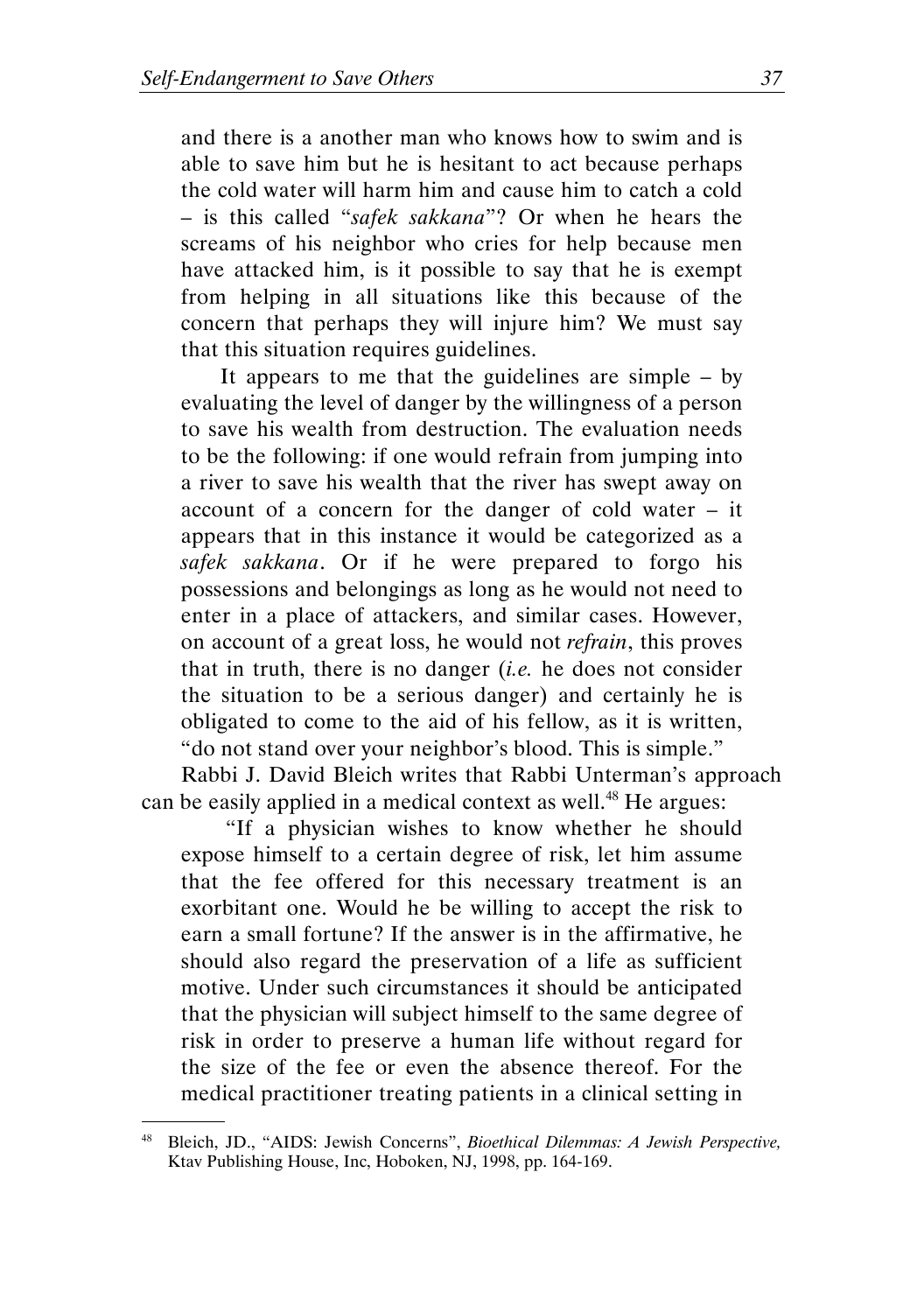and there is a another man who knows how to swim and is able to save him but he is hesitant to act because perhaps the cold water will harm him and cause him to catch a cold – is this called "*safek sakkana*"? Or when he hears the screams of his neighbor who cries for help because men have attacked him, is it possible to say that he is exempt from helping in all situations like this because of the concern that perhaps they will injure him? We must say that this situation requires guidelines.

> It appears to me that the guidelines are simple – by evaluating the level of danger by the willingness of a person to save his wealth from destruction. The evaluation needs to be the following: if one would refrain from jumping into a river to save his wealth that the river has swept away on account of a concern for the danger of cold water – it appears that in this instance it would be categorized as a *safek sakkana*. Or if he were prepared to forgo his possessions and belongings as long as he would not need to enter in a place of attackers, and similar cases. However, on account of a great loss, he would not *refrain*, this proves that in truth, there is no danger (*i.e.* he does not consider the situation to be a serious danger) and certainly he is obligated to come to the aid of his fellow, as it is written, "do not stand over your neighbor's blood. This is simple."

Rabbi J. David Bleich writes that Rabbi Unterman's approach can be easily applied in a medical context as well.[48] He argues:

> "If a physician wishes to know whether he should expose himself to a certain degree of risk, let him assume that the fee offered for this necessary treatment is an exorbitant one. Would he be willing to accept the risk to earn a small fortune? If the answer is in the affirmative, he should also regard the preservation of a life as sufficient motive. Under such circumstances it should be anticipated that the physician will subject himself to the same degree of risk in order to preserve a human life without regard for the size of the fee or even the absence thereof. For the medical practitioner treating patients in a clinical setting in

---

[48] Bleich, JD., "AIDS: Jewish Concerns", *Bioethical Dilemmas: A Jewish Perspective,* Ktav Publishing House, Inc, Hoboken, NJ, 1998, pp. 164-169.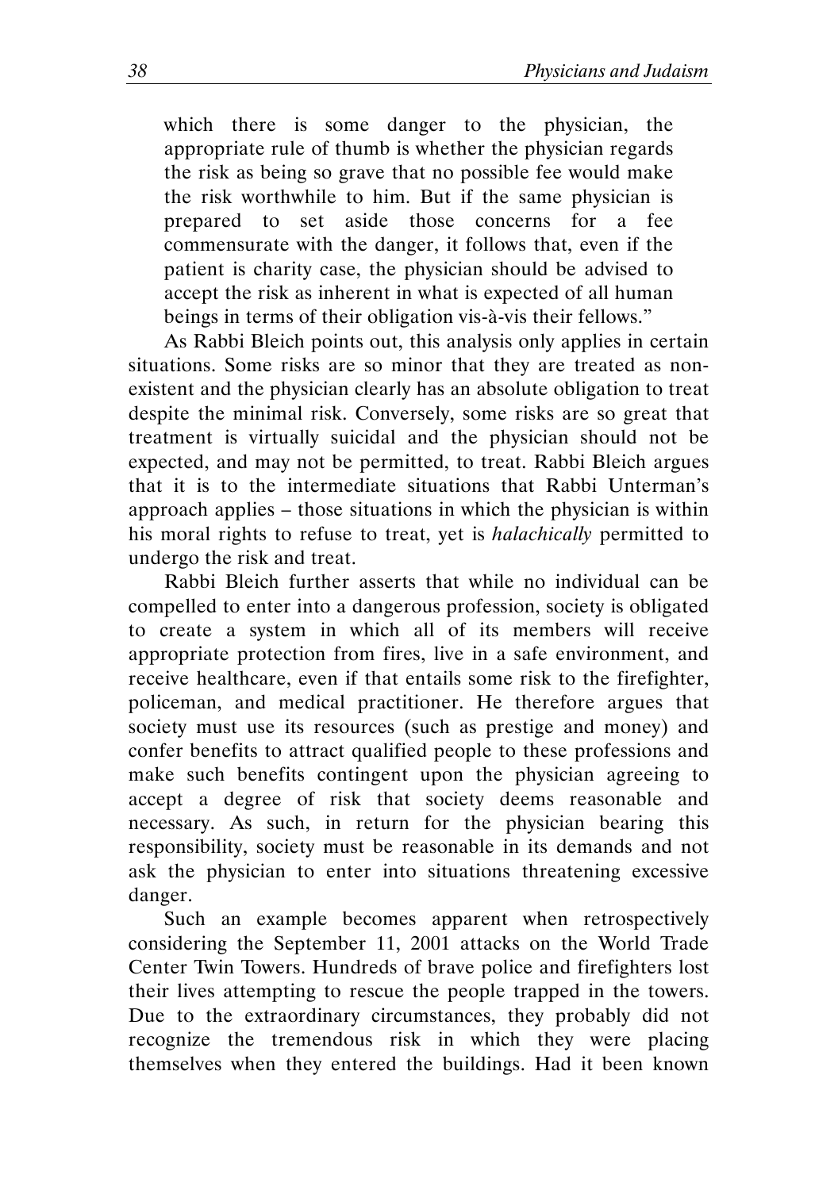which there is some danger to the physician, the appropriate rule of thumb is whether the physician regards the risk as being so grave that no possible fee would make the risk worthwhile to him. But if the same physician is prepared to set aside those concerns for a fee commensurate with the danger, it follows that, even if the patient is charity case, the physician should be advised to accept the risk as inherent in what is expected of all human beings in terms of their obligation vis-à-vis their fellows."

As Rabbi Bleich points out, this analysis only applies in certain situations. Some risks are so minor that they are treated as non-existent and the physician clearly has an absolute obligation to treat despite the minimal risk. Conversely, some risks are so great that treatment is virtually suicidal and the physician should not be expected, and may not be permitted, to treat. Rabbi Bleich argues that it is to the intermediate situations that Rabbi Unterman's approach applies – those situations in which the physician is within his moral rights to refuse to treat, yet is *halachically* permitted to undergo the risk and treat.

Rabbi Bleich further asserts that while no individual can be compelled to enter into a dangerous profession, society is obligated to create a system in which all of its members will receive appropriate protection from fires, live in a safe environment, and receive healthcare, even if that entails some risk to the firefighter, policeman, and medical practitioner. He therefore argues that society must use its resources (such as prestige and money) and confer benefits to attract qualified people to these professions and make such benefits contingent upon the physician agreeing to accept a degree of risk that society deems reasonable and necessary. As such, in return for the physician bearing this responsibility, society must be reasonable in its demands and not ask the physician to enter into situations threatening excessive danger.

Such an example becomes apparent when retrospectively considering the September 11, 2001 attacks on the World Trade Center Twin Towers. Hundreds of brave police and firefighters lost their lives attempting to rescue the people trapped in the towers. Due to the extraordinary circumstances, they probably did not recognize the tremendous risk in which they were placing themselves when they entered the buildings. Had it been known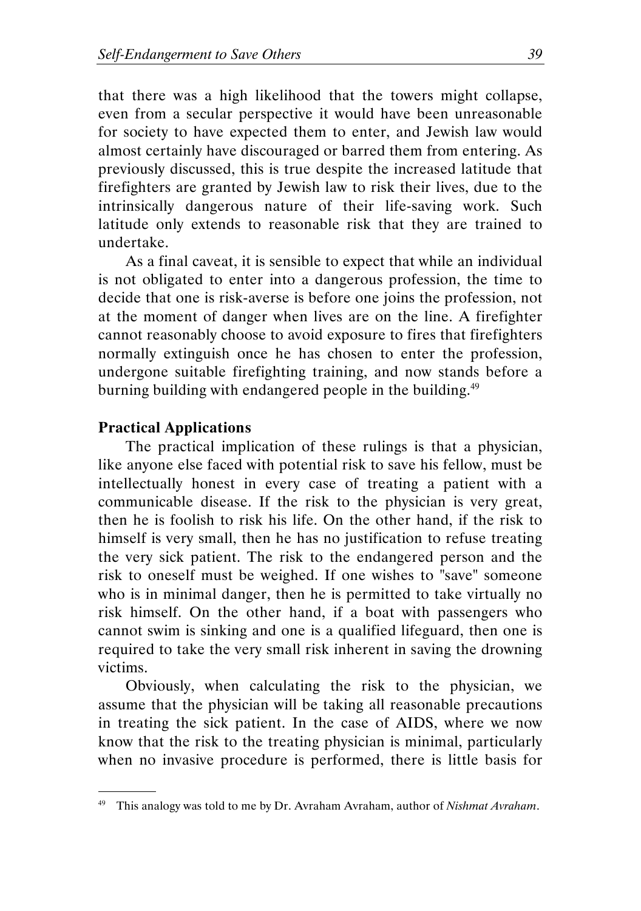that there was a high likelihood that the towers might collapse, even from a secular perspective it would have been unreasonable for society to have expected them to enter, and Jewish law would almost certainly have discouraged or barred them from entering. As previously discussed, this is true despite the increased latitude that firefighters are granted by Jewish law to risk their lives, due to the intrinsically dangerous nature of their life-saving work. Such latitude only extends to reasonable risk that they are trained to undertake.

As a final caveat, it is sensible to expect that while an individual is not obligated to enter into a dangerous profession, the time to decide that one is risk-averse is before one joins the profession, not at the moment of danger when lives are on the line. A firefighter cannot reasonably choose to avoid exposure to fires that firefighters normally extinguish once he has chosen to enter the profession, undergone suitable firefighting training, and now stands before a burning building with endangered people in the building.[49]

**Practical Applications**

The practical implication of these rulings is that a physician, like anyone else faced with potential risk to save his fellow, must be intellectually honest in every case of treating a patient with a communicable disease. If the risk to the physician is very great, then he is foolish to risk his life. On the other hand, if the risk to himself is very small, then he has no justification to refuse treating the very sick patient. The risk to the endangered person and the risk to oneself must be weighed. If one wishes to "save" someone who is in minimal danger, then he is permitted to take virtually no risk himself. On the other hand, if a boat with passengers who cannot swim is sinking and one is a qualified lifeguard, then one is required to take the very small risk inherent in saving the drowning victims.

Obviously, when calculating the risk to the physician, we assume that the physician will be taking all reasonable precautions in treating the sick patient. In the case of AIDS, where we now know that the risk to the treating physician is minimal, particularly when no invasive procedure is performed, there is little basis for

[49] This analogy was told to me by Dr. Avraham Avraham, author of *Nishmat Avraham*.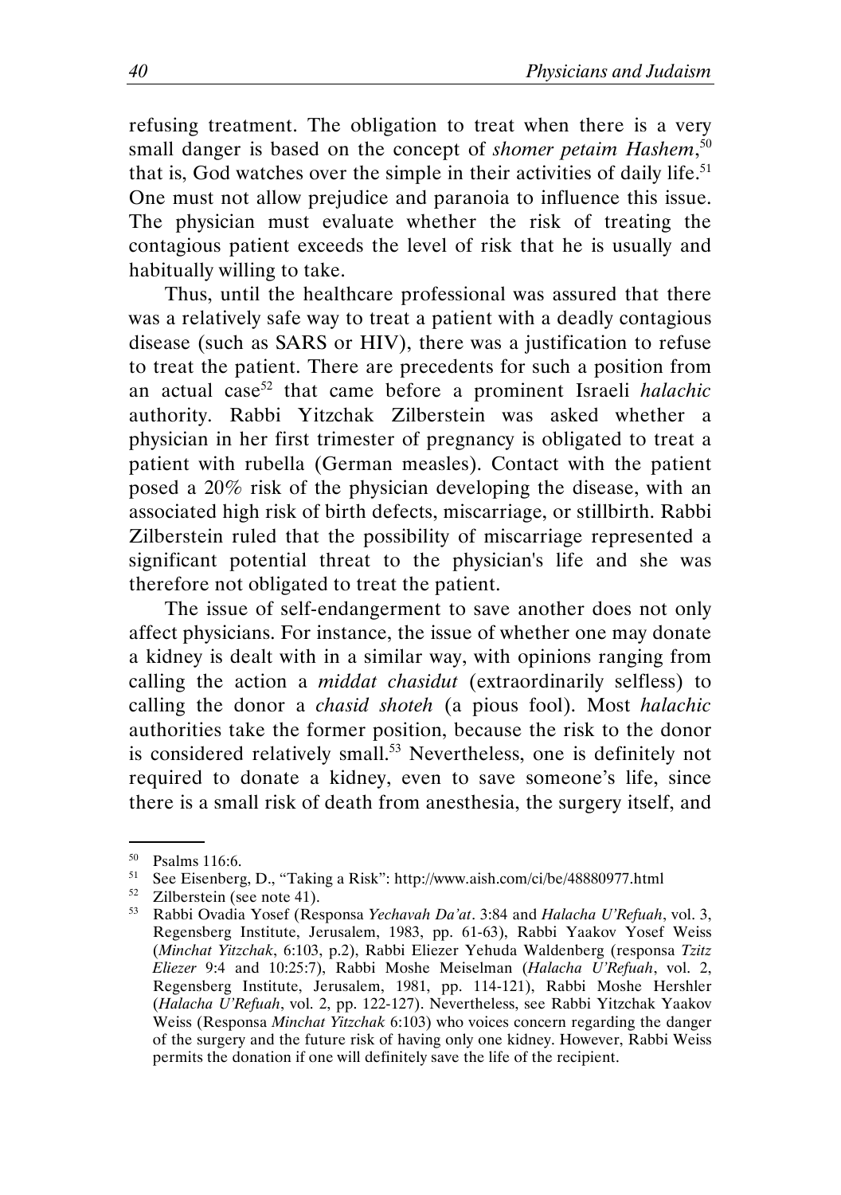refusing treatment. The obligation to treat when there is a very small danger is based on the concept of *shomer petaim Hashem*,[50] that is, God watches over the simple in their activities of daily life.[51] One must not allow prejudice and paranoia to influence this issue. The physician must evaluate whether the risk of treating the contagious patient exceeds the level of risk that he is usually and habitually willing to take.

Thus, until the healthcare professional was assured that there was a relatively safe way to treat a patient with a deadly contagious disease (such as SARS or HIV), there was a justification to refuse to treat the patient. There are precedents for such a position from an actual case[52] that came before a prominent Israeli *halachic* authority. Rabbi Yitzchak Zilberstein was asked whether a physician in her first trimester of pregnancy is obligated to treat a patient with rubella (German measles). Contact with the patient posed a 20% risk of the physician developing the disease, with an associated high risk of birth defects, miscarriage, or stillbirth. Rabbi Zilberstein ruled that the possibility of miscarriage represented a significant potential threat to the physician's life and she was therefore not obligated to treat the patient.

The issue of self-endangerment to save another does not only affect physicians. For instance, the issue of whether one may donate a kidney is dealt with in a similar way, with opinions ranging from calling the action a *middat chasidut* (extraordinarily selfless) to calling the donor a *chasid shoteh* (a pious fool). Most *halachic* authorities take the former position, because the risk to the donor is considered relatively small.[53] Nevertheless, one is definitely not required to donate a kidney, even to save someone's life, since there is a small risk of death from anesthesia, the surgery itself, and

---

[50] Psalms 116:6.

[51] See Eisenberg, D., "Taking a Risk": http://www.aish.com/ci/be/48880977.html

[52] Zilberstein (see note 41).

[53] Rabbi Ovadia Yosef (Responsa *Yechavah Da'at*. 3:84 and *Halacha U'Refuah*, vol. 3, Regensberg Institute, Jerusalem, 1983, pp. 61-63), Rabbi Yaakov Yosef Weiss (*Minchat Yitzchak*, 6:103, p.2), Rabbi Eliezer Yehuda Waldenberg (responsa *Tzitz Eliezer* 9:4 and 10:25:7), Rabbi Moshe Meiselman (*Halacha U'Refuah*, vol. 2, Regensberg Institute, Jerusalem, 1981, pp. 114-121), Rabbi Moshe Hershler (*Halacha U'Refuah*, vol. 2, pp. 122-127). Nevertheless, see Rabbi Yitzchak Yaakov Weiss (Responsa *Minchat Yitzchak* 6:103) who voices concern regarding the danger of the surgery and the future risk of having only one kidney. However, Rabbi Weiss permits the donation if one will definitely save the life of the recipient.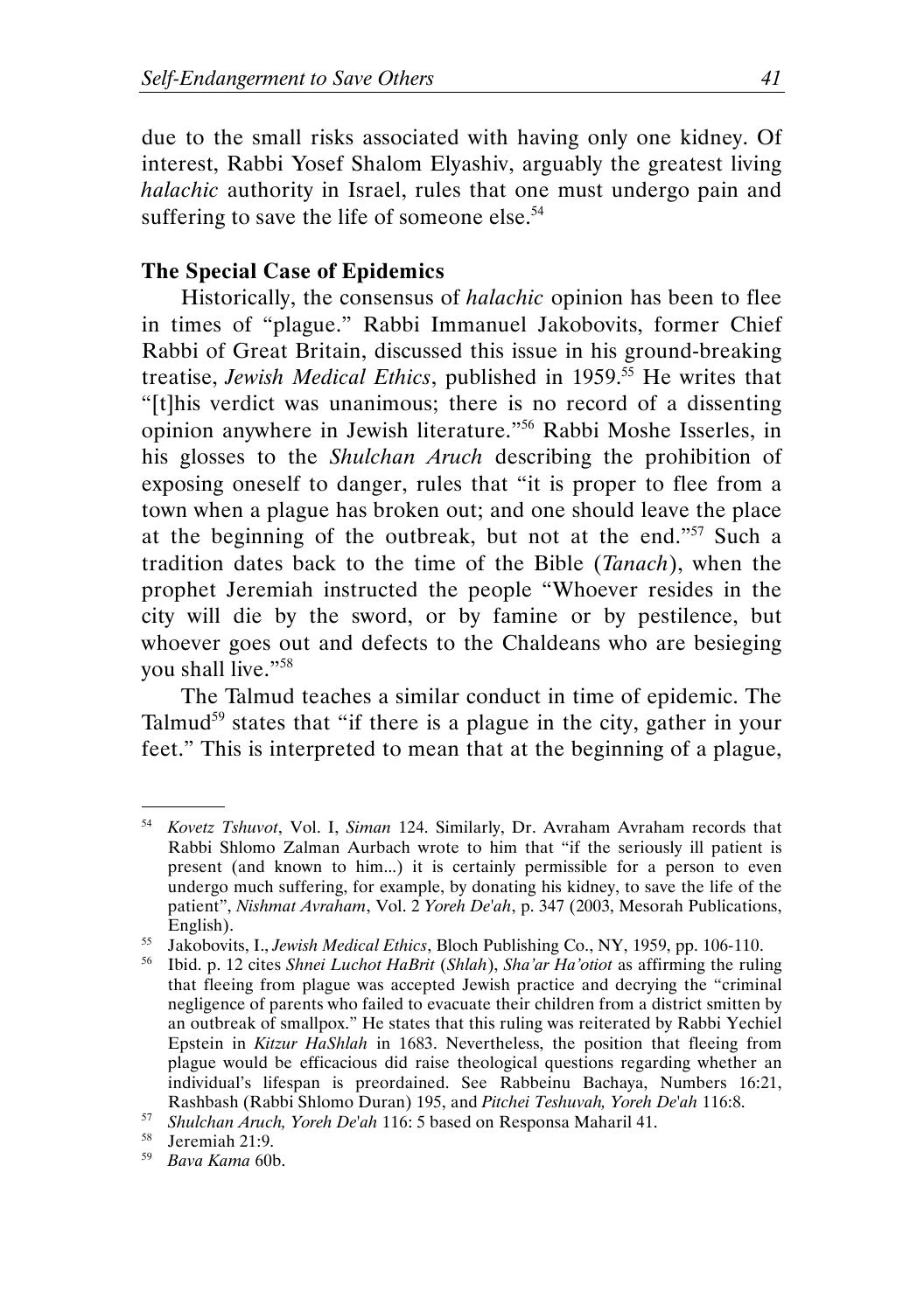due to the small risks associated with having only one kidney. Of interest, Rabbi Yosef Shalom Elyashiv, arguably the greatest living *halachic* authority in Israel, rules that one must undergo pain and suffering to save the life of someone else.[54]

### The Special Case of Epidemics

Historically, the consensus of *halachic* opinion has been to flee in times of "plague." Rabbi Immanuel Jakobovits, former Chief Rabbi of Great Britain, discussed this issue in his ground-breaking treatise, *Jewish Medical Ethics*, published in 1959.[55] He writes that "[t]his verdict was unanimous; there is no record of a dissenting opinion anywhere in Jewish literature."[56] Rabbi Moshe Isserles, in his glosses to the *Shulchan Aruch* describing the prohibition of exposing oneself to danger, rules that "it is proper to flee from a town when a plague has broken out; and one should leave the place at the beginning of the outbreak, but not at the end."[57] Such a tradition dates back to the time of the Bible (*Tanach*), when the prophet Jeremiah instructed the people "Whoever resides in the city will die by the sword, or by famine or by pestilence, but whoever goes out and defects to the Chaldeans who are besieging you shall live."[58]

The Talmud teaches a similar conduct in time of epidemic. The Talmud[59] states that "if there is a plague in the city, gather in your feet." This is interpreted to mean that at the beginning of a plague,

---

[54] *Kovetz Tshuvot*, Vol. I, *Siman* 124. Similarly, Dr. Avraham Avraham records that Rabbi Shlomo Zalman Aurbach wrote to him that "if the seriously ill patient is present (and known to him...) it is certainly permissible for a person to even undergo much suffering, for example, by donating his kidney, to save the life of the patient", *Nishmat Avraham*, Vol. 2 *Yoreh De'ah*, p. 347 (2003, Mesorah Publications, English).

[55] Jakobovits, I., *Jewish Medical Ethics*, Bloch Publishing Co., NY, 1959, pp. 106-110.

[56] Ibid. p. 12 cites *Shnei Luchot HaBrit* (*Shlah*), *Sha'ar Ha'otiot* as affirming the ruling that fleeing from plague was accepted Jewish practice and decrying the "criminal negligence of parents who failed to evacuate their children from a district smitten by an outbreak of smallpox." He states that this ruling was reiterated by Rabbi Yechiel Epstein in *Kitzur HaShlah* in 1683. Nevertheless, the position that fleeing from plague would be efficacious did raise theological questions regarding whether an individual's lifespan is preordained. See Rabbeinu Bachaya, Numbers 16:21, Rashbash (Rabbi Shlomo Duran) 195, and *Pitchei Teshuvah, Yoreh De'ah* 116:8.

[57] *Shulchan Aruch, Yoreh De'ah* 116: 5 based on Responsa Maharil 41.

[58] Jeremiah 21:9.

[59] *Bava Kama* 60b.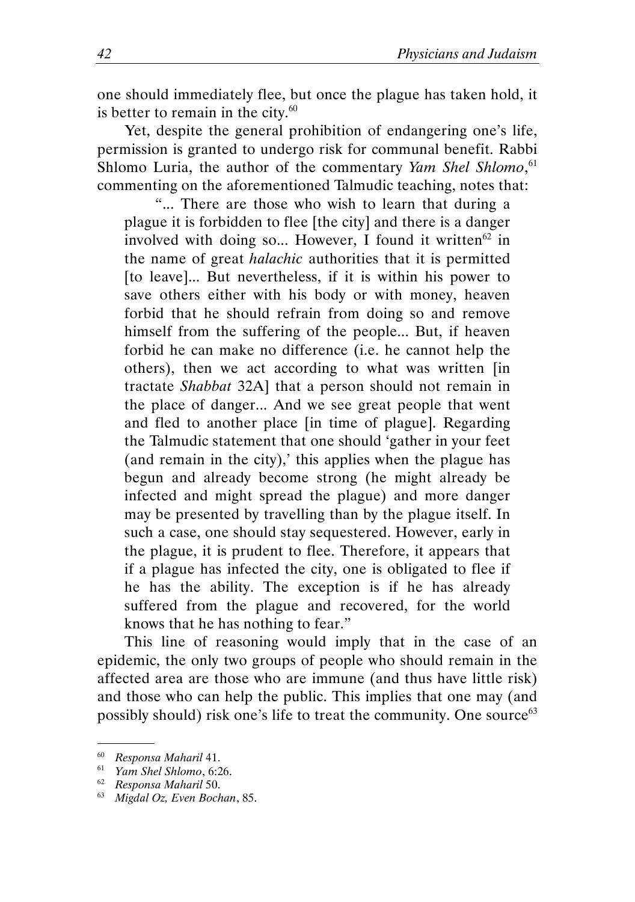one should immediately flee, but once the plague has taken hold, it is better to remain in the city.[60]

Yet, despite the general prohibition of endangering one's life, permission is granted to undergo risk for communal benefit. Rabbi Shlomo Luria, the author of the commentary *Yam Shel Shlomo*,[61] commenting on the aforementioned Talmudic teaching, notes that:

> "... There are those who wish to learn that during a plague it is forbidden to flee [the city] and there is a danger involved with doing so... However, I found it written[62] in the name of great *halachic* authorities that it is permitted [to leave]... But nevertheless, if it is within his power to save others either with his body or with money, heaven forbid that he should refrain from doing so and remove himself from the suffering of the people... But, if heaven forbid he can make no difference (i.e. he cannot help the others), then we act according to what was written [in tractate *Shabbat* 32A] that a person should not remain in the place of danger... And we see great people that went and fled to another place [in time of plague]. Regarding the Talmudic statement that one should 'gather in your feet (and remain in the city),' this applies when the plague has begun and already become strong (he might already be infected and might spread the plague) and more danger may be presented by travelling than by the plague itself. In such a case, one should stay sequestered. However, early in the plague, it is prudent to flee. Therefore, it appears that if a plague has infected the city, one is obligated to flee if he has the ability. The exception is if he has already suffered from the plague and recovered, for the world knows that he has nothing to fear."

This line of reasoning would imply that in the case of an epidemic, the only two groups of people who should remain in the affected area are those who are immune (and thus have little risk) and those who can help the public. This implies that one may (and possibly should) risk one's life to treat the community. One source[63]

---

[60] *Responsa Maharil* 41.

[61] *Yam Shel Shlomo*, 6:26.

[62] *Responsa Maharil* 50.

[63] *Migdal Oz, Even Bochan*, 85.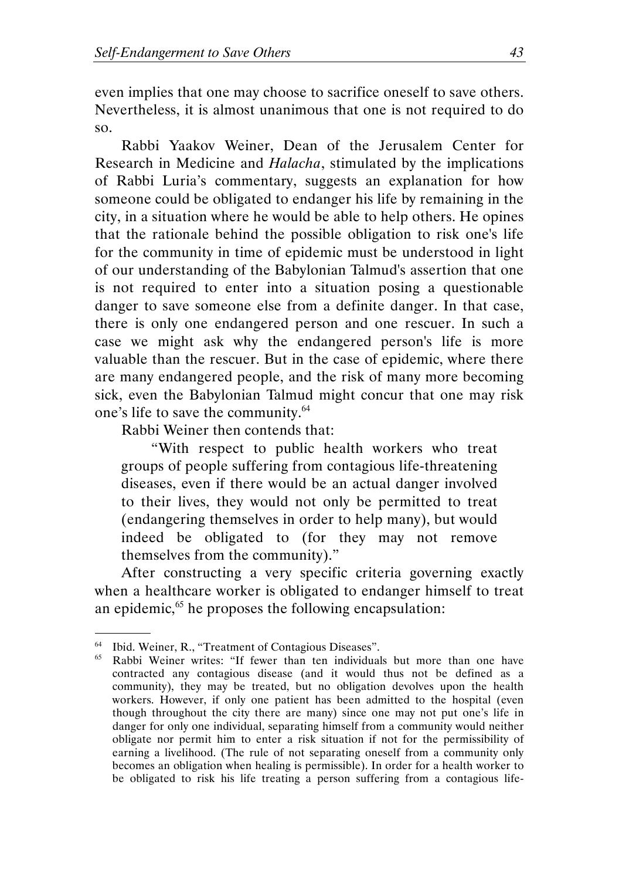even implies that one may choose to sacrifice oneself to save others. Nevertheless, it is almost unanimous that one is not required to do so.

Rabbi Yaakov Weiner, Dean of the Jerusalem Center for Research in Medicine and *Halacha*, stimulated by the implications of Rabbi Luria's commentary, suggests an explanation for how someone could be obligated to endanger his life by remaining in the city, in a situation where he would be able to help others. He opines that the rationale behind the possible obligation to risk one's life for the community in time of epidemic must be understood in light of our understanding of the Babylonian Talmud's assertion that one is not required to enter into a situation posing a questionable danger to save someone else from a definite danger. In that case, there is only one endangered person and one rescuer. In such a case we might ask why the endangered person's life is more valuable than the rescuer. But in the case of epidemic, where there are many endangered people, and the risk of many more becoming sick, even the Babylonian Talmud might concur that one may risk one's life to save the community.[64]

Rabbi Weiner then contends that:

> "With respect to public health workers who treat groups of people suffering from contagious life-threatening diseases, even if there would be an actual danger involved to their lives, they would not only be permitted to treat (endangering themselves in order to help many), but would indeed be obligated to (for they may not remove themselves from the community)."

After constructing a very specific criteria governing exactly when a healthcare worker is obligated to endanger himself to treat an epidemic,[65] he proposes the following encapsulation:

---

[64] Ibid. Weiner, R., "Treatment of Contagious Diseases".

[65] Rabbi Weiner writes: "If fewer than ten individuals but more than one have contracted any contagious disease (and it would thus not be defined as a community), they may be treated, but no obligation devolves upon the health workers. However, if only one patient has been admitted to the hospital (even though throughout the city there are many) since one may not put one's life in danger for only one individual, separating himself from a community would neither obligate nor permit him to enter a risk situation if not for the permissibility of earning a livelihood. (The rule of not separating oneself from a community only becomes an obligation when healing is permissible). In order for a health worker to be obligated to risk his life treating a person suffering from a contagious life-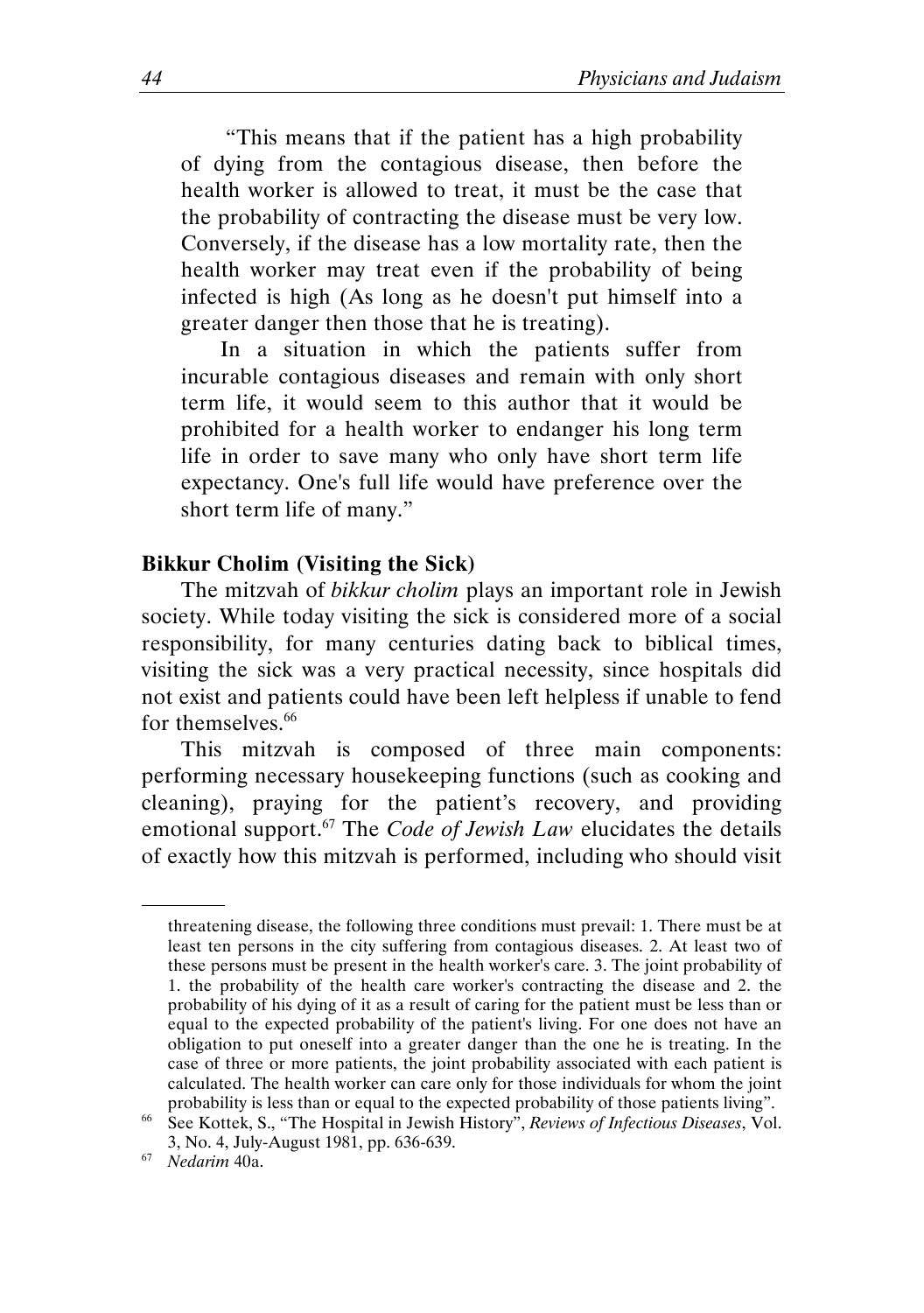"This means that if the patient has a high probability of dying from the contagious disease, then before the health worker is allowed to treat, it must be the case that the probability of contracting the disease must be very low. Conversely, if the disease has a low mortality rate, then the health worker may treat even if the probability of being infected is high (As long as he doesn't put himself into a greater danger then those that he is treating).

In a situation in which the patients suffer from incurable contagious diseases and remain with only short term life, it would seem to this author that it would be prohibited for a health worker to endanger his long term life in order to save many who only have short term life expectancy. One's full life would have preference over the short term life of many."

**Bikkur Cholim (Visiting the Sick)**

The mitzvah of *bikkur cholim* plays an important role in Jewish society. While today visiting the sick is considered more of a social responsibility, for many centuries dating back to biblical times, visiting the sick was a very practical necessity, since hospitals did not exist and patients could have been left helpless if unable to fend for themselves.[66]

This mitzvah is composed of three main components: performing necessary housekeeping functions (such as cooking and cleaning), praying for the patient's recovery, and providing emotional support.[67] The *Code of Jewish Law* elucidates the details of exactly how this mitzvah is performed, including who should visit

---

threatening disease, the following three conditions must prevail: 1. There must be at least ten persons in the city suffering from contagious diseases. 2. At least two of these persons must be present in the health worker's care. 3. The joint probability of 1. the probability of the health care worker's contracting the disease and 2. the probability of his dying of it as a result of caring for the patient must be less than or equal to the expected probability of the patient's living. For one does not have an obligation to put oneself into a greater danger than the one he is treating. In the case of three or more patients, the joint probability associated with each patient is calculated. The health worker can care only for those individuals for whom the joint probability is less than or equal to the expected probability of those patients living".

[66] See Kottek, S., "The Hospital in Jewish History", *Reviews of Infectious Diseases*, Vol. 3, No. 4, July-August 1981, pp. 636-639.

[67] *Nedarim* 40a.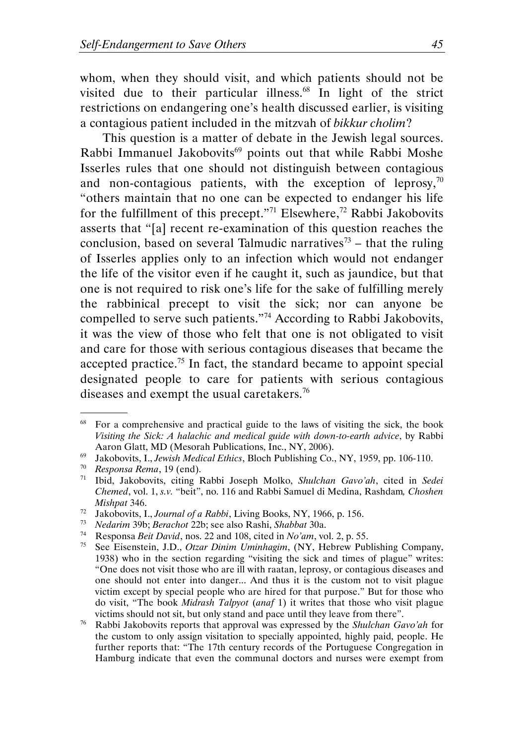whom, when they should visit, and which patients should not be visited due to their particular illness.[68] In light of the strict restrictions on endangering one's health discussed earlier, is visiting a contagious patient included in the mitzvah of *bikkur cholim*?

This question is a matter of debate in the Jewish legal sources. Rabbi Immanuel Jakobovits[69] points out that while Rabbi Moshe Isserles rules that one should not distinguish between contagious and non-contagious patients, with the exception of leprosy,[70] "others maintain that no one can be expected to endanger his life for the fulfillment of this precept."[71] Elsewhere,[72] Rabbi Jakobovits asserts that "[a] recent re-examination of this question reaches the conclusion, based on several Talmudic narratives[73] – that the ruling of Isserles applies only to an infection which would not endanger the life of the visitor even if he caught it, such as jaundice, but that one is not required to risk one's life for the sake of fulfilling merely the rabbinical precept to visit the sick; nor can anyone be compelled to serve such patients."[74] According to Rabbi Jakobovits, it was the view of those who felt that one is not obligated to visit and care for those with serious contagious diseases that became the accepted practice.[75] In fact, the standard became to appoint special designated people to care for patients with serious contagious diseases and exempt the usual caretakers.[76]

---

[68] For a comprehensive and practical guide to the laws of visiting the sick, the book *Visiting the Sick: A halachic and medical guide with down-to-earth advice*, by Rabbi Aaron Glatt, MD (Mesorah Publications, Inc., NY, 2006).

[69] Jakobovits, I., *Jewish Medical Ethics*, Bloch Publishing Co., NY, 1959, pp. 106-110.

[70] *Responsa Rema*, 19 (end).

[71] Ibid, Jakobovits, citing Rabbi Joseph Molko, *Shulchan Gavo'ah*, cited in *Sedei Chemed*, vol. 1, *s.v.* "beit", no. 116 and Rabbi Samuel di Medina, Rashdam*, Choshen Mishpat* 346.

[72] Jakobovits, I., *Journal of a Rabbi*, Living Books, NY, 1966, p. 156.

[73] *Nedarim* 39b; *Berachot* 22b; see also Rashi, *Shabbat* 30a.

[74] Responsa *Beit David*, nos. 22 and 108, cited in *No'am*, vol. 2, p. 55.

[75] See Eisenstein, J.D., *Otzar Dinim Uminhagim*, (NY, Hebrew Publishing Company, 1938) who in the section regarding "visiting the sick and times of plague" writes: "One does not visit those who are ill with raatan, leprosy, or contagious diseases and one should not enter into danger... And thus it is the custom not to visit plague victim except by special people who are hired for that purpose." But for those who do visit, "The book *Midrash Talpyot* (*anaf* 1) it writes that those who visit plague victims should not sit, but only stand and pace until they leave from there".

[76] Rabbi Jakobovits reports that approval was expressed by the *Shulchan Gavo'ah* for the custom to only assign visitation to specially appointed, highly paid, people. He further reports that: "The 17th century records of the Portuguese Congregation in Hamburg indicate that even the communal doctors and nurses were exempt from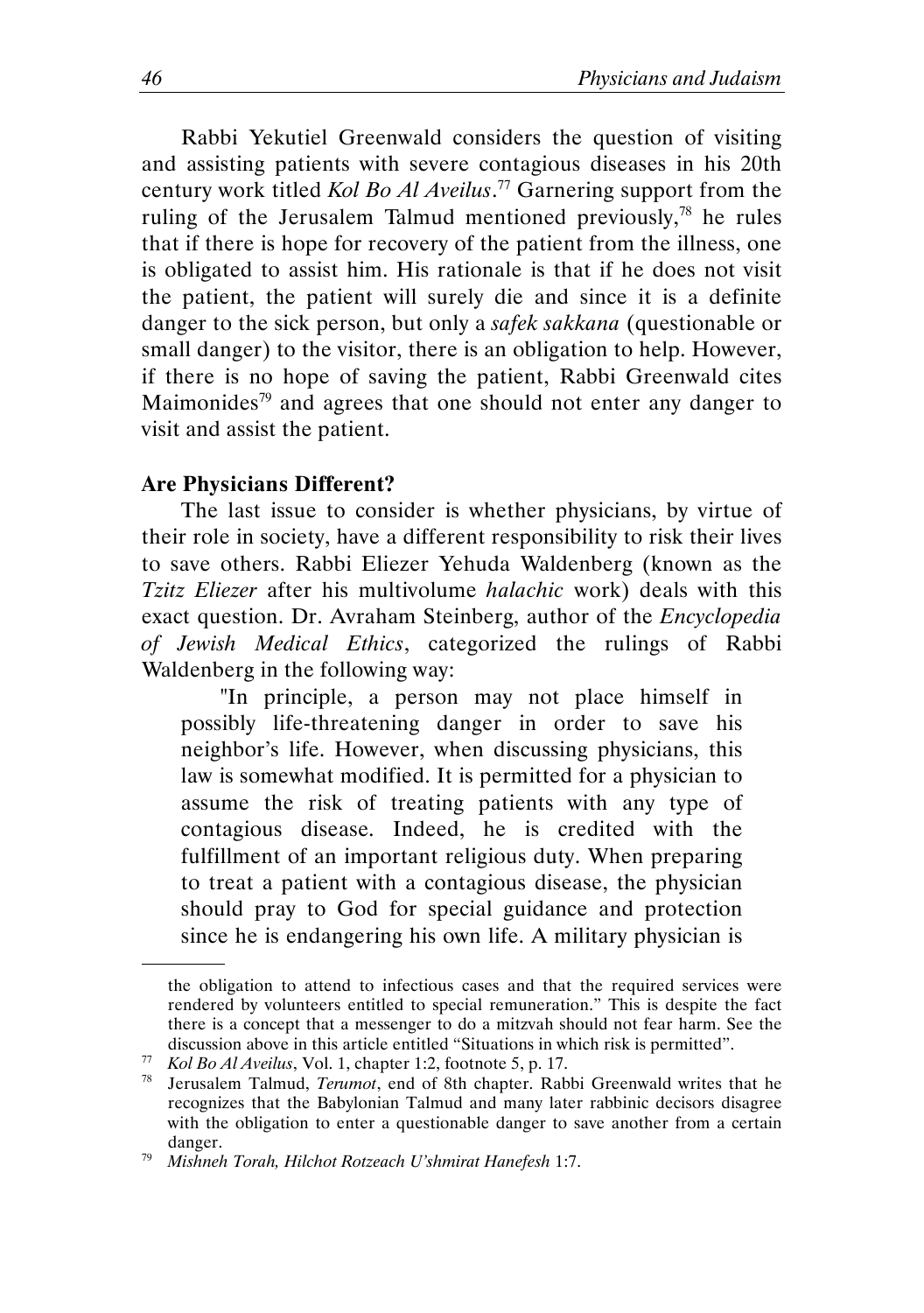Rabbi Yekutiel Greenwald considers the question of visiting and assisting patients with severe contagious diseases in his 20th century work titled *Kol Bo Al Aveilus*.[77] Garnering support from the ruling of the Jerusalem Talmud mentioned previously,[78] he rules that if there is hope for recovery of the patient from the illness, one is obligated to assist him. His rationale is that if he does not visit the patient, the patient will surely die and since it is a definite danger to the sick person, but only a *safek sakkana* (questionable or small danger) to the visitor, there is an obligation to help. However, if there is no hope of saving the patient, Rabbi Greenwald cites Maimonides[79] and agrees that one should not enter any danger to visit and assist the patient.

**Are Physicians Different?**

The last issue to consider is whether physicians, by virtue of their role in society, have a different responsibility to risk their lives to save others. Rabbi Eliezer Yehuda Waldenberg (known as the *Tzitz Eliezer* after his multivolume *halachic* work) deals with this exact question. Dr. Avraham Steinberg, author of the *Encyclopedia of Jewish Medical Ethics*, categorized the rulings of Rabbi Waldenberg in the following way:

> "In principle, a person may not place himself in possibly life-threatening danger in order to save his neighbor's life. However, when discussing physicians, this law is somewhat modified. It is permitted for a physician to assume the risk of treating patients with any type of contagious disease. Indeed, he is credited with the fulfillment of an important religious duty. When preparing to treat a patient with a contagious disease, the physician should pray to God for special guidance and protection since he is endangering his own life. A military physician is

---

the obligation to attend to infectious cases and that the required services were rendered by volunteers entitled to special remuneration." This is despite the fact there is a concept that a messenger to do a mitzvah should not fear harm. See the discussion above in this article entitled "Situations in which risk is permitted".

[77] *Kol Bo Al Aveilus*, Vol. 1, chapter 1:2, footnote 5, p. 17.

[78] Jerusalem Talmud, *Terumot*, end of 8th chapter. Rabbi Greenwald writes that he recognizes that the Babylonian Talmud and many later rabbinic decisors disagree with the obligation to enter a questionable danger to save another from a certain danger.

[79] *Mishneh Torah, Hilchot Rotzeach U'shmirat Hanefesh* 1:7.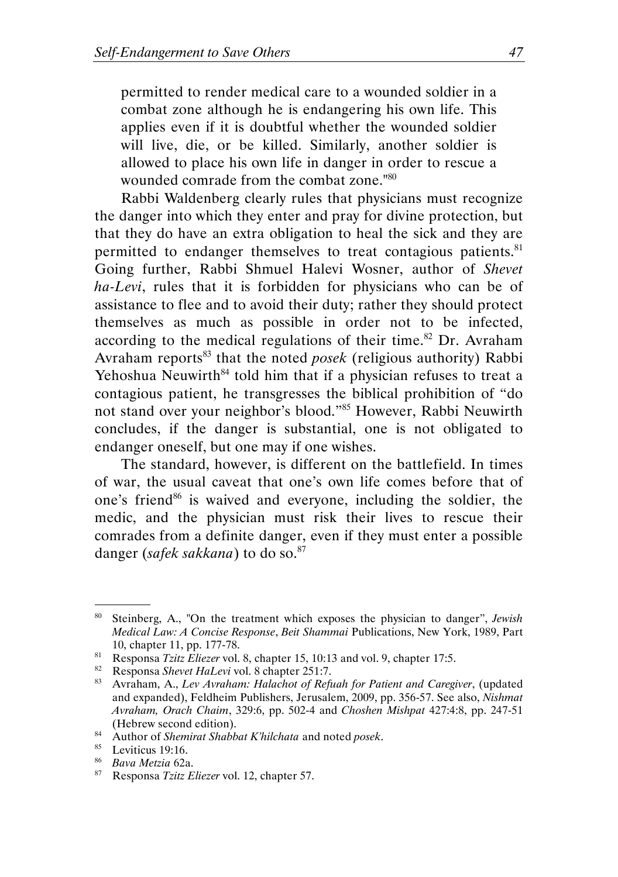permitted to render medical care to a wounded soldier in a combat zone although he is endangering his own life. This applies even if it is doubtful whether the wounded soldier will live, die, or be killed. Similarly, another soldier is allowed to place his own life in danger in order to rescue a wounded comrade from the combat zone."[80]

Rabbi Waldenberg clearly rules that physicians must recognize the danger into which they enter and pray for divine protection, but that they do have an extra obligation to heal the sick and they are permitted to endanger themselves to treat contagious patients.[81] Going further, Rabbi Shmuel Halevi Wosner, author of *Shevet ha-Levi*, rules that it is forbidden for physicians who can be of assistance to flee and to avoid their duty; rather they should protect themselves as much as possible in order not to be infected, according to the medical regulations of their time.[82] Dr. Avraham Avraham reports[83] that the noted *posek* (religious authority) Rabbi Yehoshua Neuwirth[84] told him that if a physician refuses to treat a contagious patient, he transgresses the biblical prohibition of "do not stand over your neighbor's blood."[85] However, Rabbi Neuwirth concludes, if the danger is substantial, one is not obligated to endanger oneself, but one may if one wishes.

The standard, however, is different on the battlefield. In times of war, the usual caveat that one's own life comes before that of one's friend[86] is waived and everyone, including the soldier, the medic, and the physician must risk their lives to rescue their comrades from a definite danger, even if they must enter a possible danger (*safek sakkana*) to do so.[87]

---

[80] Steinberg, A., "On the treatment which exposes the physician to danger", *Jewish Medical Law: A Concise Response*, *Beit Shammai* Publications, New York, 1989, Part 10, chapter 11, pp. 177-78.

[81] Responsa *Tzitz Eliezer* vol. 8, chapter 15, 10:13 and vol. 9, chapter 17:5.

[82] Responsa *Shevet HaLevi* vol. 8 chapter 251:7.

[83] Avraham, A., *Lev Avraham: Halachot of Refuah for Patient and Caregiver*, (updated and expanded), Feldheim Publishers, Jerusalem, 2009, pp. 356-57. See also, *Nishmat Avraham, Orach Chaim*, 329:6, pp. 502-4 and *Choshen Mishpat* 427:4:8, pp. 247-51 (Hebrew second edition).

[84] Author of *Shemirat Shabbat K'hilchata* and noted *posek*.

[85] Leviticus 19:16.

[86] *Bava Metzia* 62a.

[87] Responsa *Tzitz Eliezer* vol. 12, chapter 57.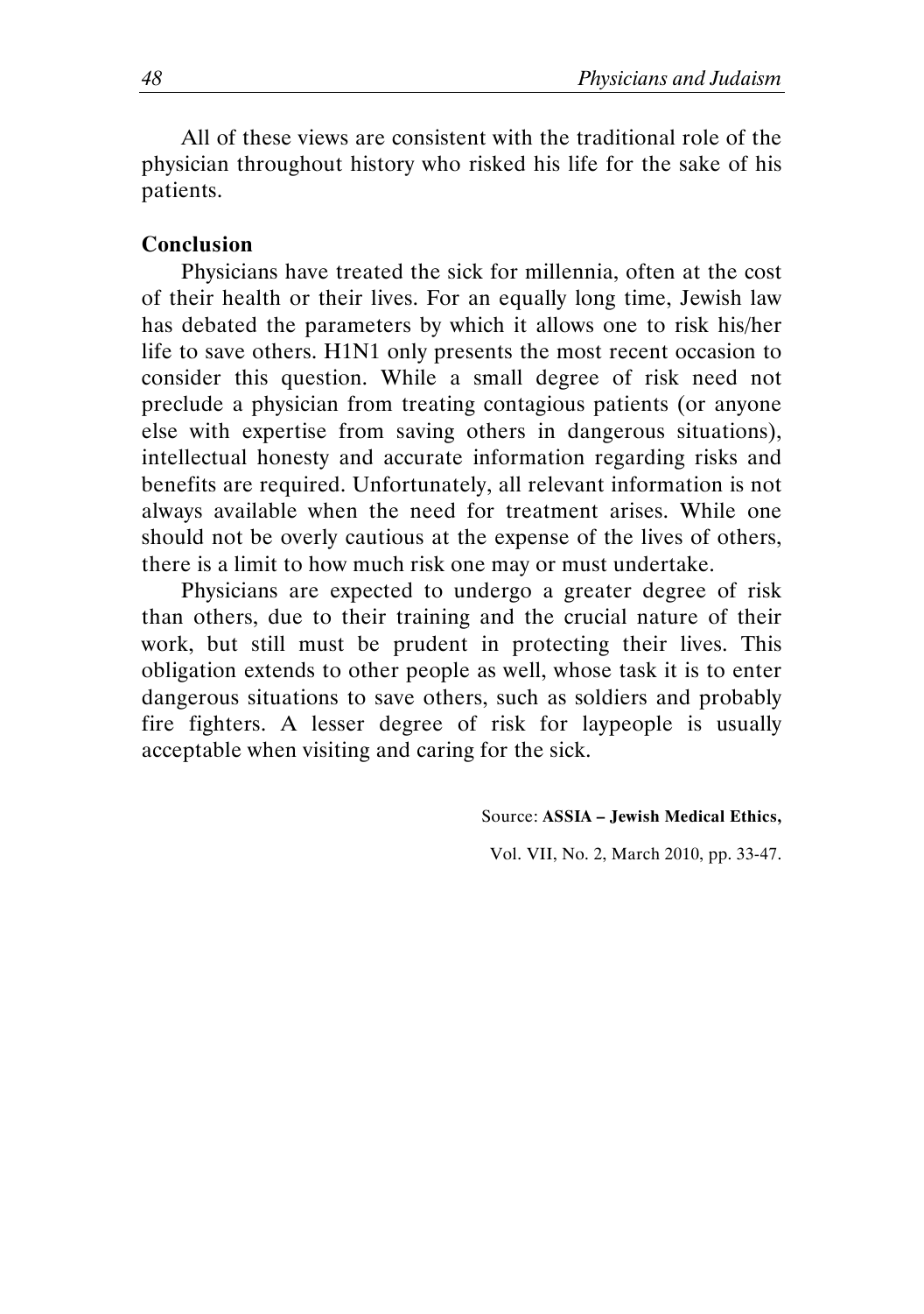All of these views are consistent with the traditional role of the physician throughout history who risked his life for the sake of his patients.

## Conclusion

Physicians have treated the sick for millennia, often at the cost of their health or their lives. For an equally long time, Jewish law has debated the parameters by which it allows one to risk his/her life to save others. H1N1 only presents the most recent occasion to consider this question. While a small degree of risk need not preclude a physician from treating contagious patients (or anyone else with expertise from saving others in dangerous situations), intellectual honesty and accurate information regarding risks and benefits are required. Unfortunately, all relevant information is not always available when the need for treatment arises. While one should not be overly cautious at the expense of the lives of others, there is a limit to how much risk one may or must undertake.

Physicians are expected to undergo a greater degree of risk than others, due to their training and the crucial nature of their work, but still must be prudent in protecting their lives. This obligation extends to other people as well, whose task it is to enter dangerous situations to save others, such as soldiers and probably fire fighters. A lesser degree of risk for laypeople is usually acceptable when visiting and caring for the sick.

Source: **ASSIA – Jewish Medical Ethics,**

Vol. VII, No. 2, March 2010, pp. 33-47.